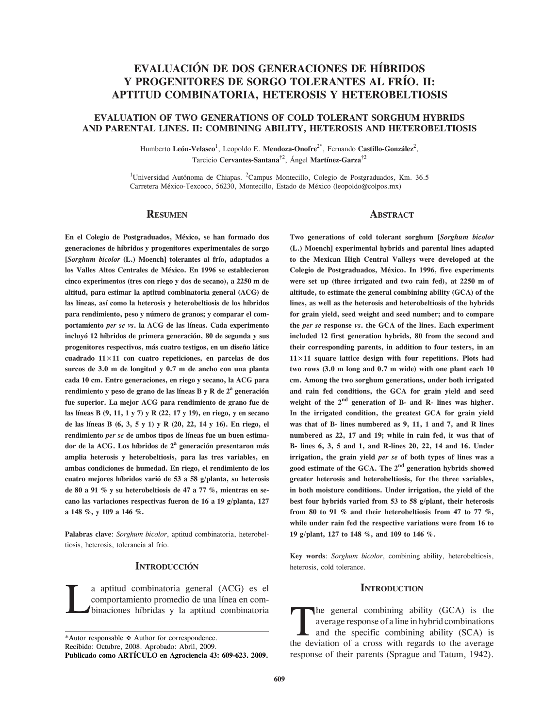# EVALUACIÓN DE DOS GENERACIONES DE HÍBRIDOS Y PROGENITORES DE SORGO TOLERANTES AL FRÍO. II: APTITUD COMBINATORIA, HETEROSIS Y HETEROBELTIOSIS

## EVALUATION OF TWO GENERATIONS OF COLD TOLERANT SORGHUM HYBRIDS AND PARENTAL LINES. II: COMBINING ABILITY, HETEROSIS AND HETEROBELTIOSIS

Humberto **León-Velasco**[1], Leopoldo E. **Mendoza-Onofre**[2*], Fernando **Castillo-González**[2], Tarcicio **Cervantes-Santana**[†2], Ángel **Martínez-Garza**[†2]

[1]Universidad Autónoma de Chiapas. [2]Campus Montecillo, Colegio de Postgraduados, Km. 36.5 Carretera México-Texcoco, 56230, Montecillo, Estado de México (leopoldo@colpos.mx)

## Resumen

**En el Colegio de Postgraduados, México, se han formado dos generaciones de híbridos y progenitores experimentales de sorgo [*Sorghum bicolor* (L.) Moench] tolerantes al frío, adaptados a los Valles Altos Centrales de México. En 1996 se establecieron cinco experimentos (tres con riego y dos de secano), a 2250 m de altitud, para estimar la aptitud combinatoria general (ACG) de las líneas, así como la heterosis y heterobeltiosis de los híbridos para rendimiento, peso y número de granos; y comparar el comportamiento *per se vs*. la ACG de las líneas. Cada experimento incluyó 12 híbridos de primera generación, 80 de segunda y sus progenitores respectivos, más cuatro testigos, en un diseño látice cuadrado 11×11 con cuatro repeticiones, en parcelas de dos surcos de 3.0 m de longitud y 0.7 m de ancho con una planta cada 10 cm. Entre generaciones, en riego y secano, la ACG para rendimiento y peso de grano de las líneas B y R de 2ª generación fue superior. La mejor ACG para rendimiento de grano fue de las líneas B (9, 11, 1 y 7) y R (22, 17 y 19), en riego, y en secano de las líneas B (6, 3, 5 y 1) y R (20, 22, 14 y 16). En riego, el rendimiento *per se* de ambos tipos de líneas fue un buen estimador de la ACG. Los híbridos de 2ª generación presentaron más amplia heterosis y heterobeltiosis, para las tres variables, en ambas condiciones de humedad. En riego, el rendimiento de los cuatro mejores híbridos varió de 53 a 58 g/planta, su heterosis de 80 a 91 % y su heterobeltiosis de 47 a 77 %, mientras en secano las variaciones respectivas fueron de 16 a 19 g/planta, 127 a 148 %, y 109 a 146 %.**

**Palabras clave**: *Sorghum bicolor*, aptitud combinatoria, heterobeltiosis, heterosis, tolerancia al frío.

## Introducción

La aptitud combinatoria general (ACG) es el comportamiento promedio de una línea en combinaciones híbridas y la aptitud combinatoria

*Autor responsable ❖ Author for correspondence.
Recibido: Octubre, 2008. Aprobado: Abril, 2009.
**Publicado como ARTÍCULO en Agrociencia 43: 609-623. 2009.**

## Abstract

**Two generations of cold tolerant sorghum [*Sorghum bicolor* (L.) Moench] experimental hybrids and parental lines adapted to the Mexican High Central Valleys were developed at the Colegio de Postgraduados, México. In 1996, five experiments were set up (three irrigated and two rain fed), at 2250 m of altitude, to estimate the general combining ability (GCA) of the lines, as well as the heterosis and heterobeltiosis of the hybrids for grain yield, seed weight and seed number; and to compare the *per se* response *vs*. the GCA of the lines. Each experiment included 12 first generation hybrids, 80 from the second and their corresponding parents, in addition to four testers, in an 11×11 square lattice design with four repetitions. Plots had two rows (3.0 m long and 0.7 m wide) with one plant each 10 cm. Among the two sorghum generations, under both irrigated and rain fed conditions, the GCA for grain yield and seed weight of the 2nd generation of B- and R- lines was higher. In the irrigated condition, the greatest GCA for grain yield was that of B- lines numbered as 9, 11, 1 and 7, and R lines numbered as 22, 17 and 19; while in rain fed, it was that of B- lines 6, 3, 5 and 1, and R-lines 20, 22, 14 and 16. Under irrigation, the grain yield *per se* of both types of lines was a good estimate of the GCA. The 2nd generation hybrids showed greater heterosis and heterobeltiosis, for the three variables, in both moisture conditions. Under irrigation, the yield of the best four hybrids varied from 53 to 58 g/plant, their heterosis from 80 to 91 % and their heterobeltiosis from 47 to 77 %, while under rain fed the respective variations were from 16 to 19 g/plant, 127 to 148 %, and 109 to 146 %.**

**Key words**: *Sorghum bicolor*, combining ability, heterobeltiosis, heterosis, cold tolerance.

## Introduction

The general combining ability (GCA) is the average response of a line in hybrid combinations and the specific combining ability (SCA) is the deviation of a cross with regards to the average response of their parents (Sprague and Tatum, 1942).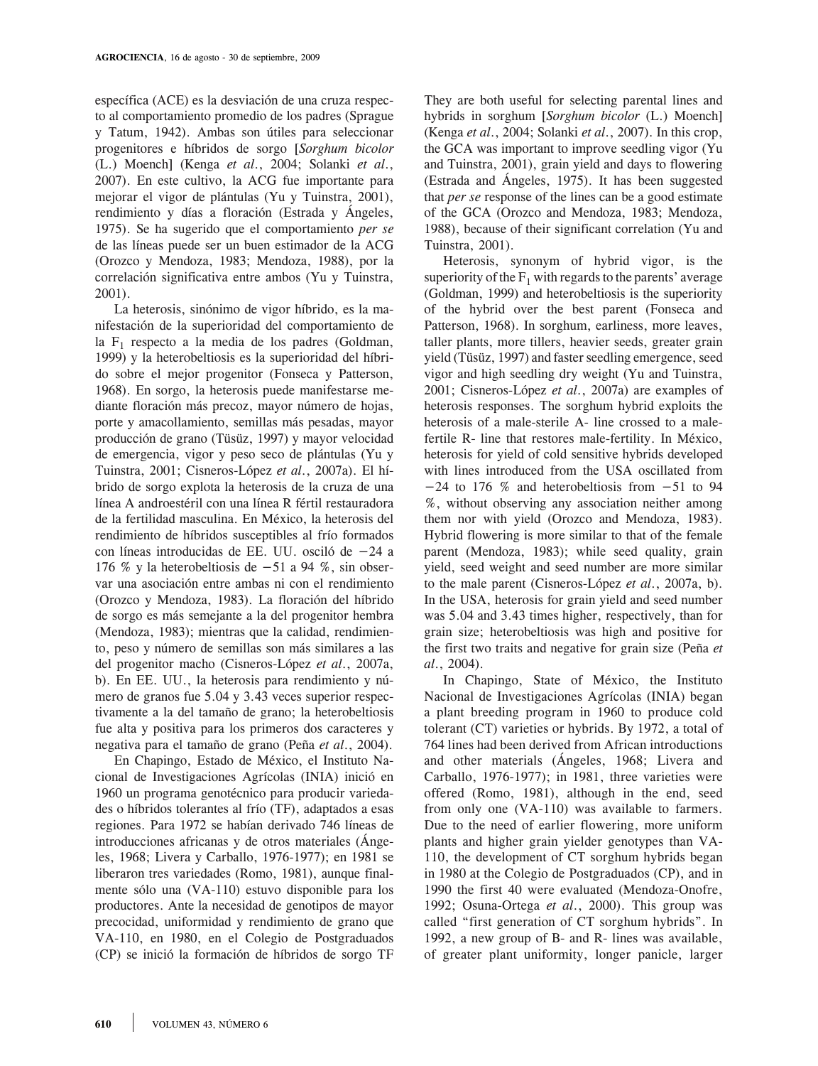específica (ACE) es la desviación de una cruza respecto al comportamiento promedio de los padres (Sprague y Tatum, 1942). Ambas son útiles para seleccionar progenitores e híbridos de sorgo [*Sorghum bicolor* (L.) Moench] (Kenga *et al*., 2004; Solanki *et al*., 2007). En este cultivo, la ACG fue importante para mejorar el vigor de plántulas (Yu y Tuinstra, 2001), rendimiento y días a floración (Estrada y Ángeles, 1975). Se ha sugerido que el comportamiento *per se* de las líneas puede ser un buen estimador de la ACG (Orozco y Mendoza, 1983; Mendoza, 1988), por la correlación significativa entre ambos (Yu y Tuinstra, 2001).

La heterosis, sinónimo de vigor híbrido, es la manifestación de la superioridad del comportamiento de la $F_1$ respecto a la media de los padres (Goldman, 1999) y la heterobeltiosis es la superioridad del híbrido sobre el mejor progenitor (Fonseca y Patterson, 1968). En sorgo, la heterosis puede manifestarse mediante floración más precoz, mayor número de hojas, porte y amacollamiento, semillas más pesadas, mayor producción de grano (Tüsüz, 1997) y mayor velocidad de emergencia, vigor y peso seco de plántulas (Yu y Tuinstra, 2001; Cisneros-López *et al*., 2007a). El híbrido de sorgo explota la heterosis de la cruza de una línea A androestéril con una línea R fértil restauradora de la fertilidad masculina. En México, la heterosis del rendimiento de híbridos susceptibles al frío formados con líneas introducidas de EE. UU. osciló de −24 a 176 % y la heterobeltiosis de −51 a 94 %, sin observar una asociación entre ambas ni con el rendimiento (Orozco y Mendoza, 1983). La floración del híbrido de sorgo es más semejante a la del progenitor hembra (Mendoza, 1983); mientras que la calidad, rendimiento, peso y número de semillas son más similares a las del progenitor macho (Cisneros-López *et al*., 2007a, b). En EE. UU., la heterosis para rendimiento y número de granos fue 5.04 y 3.43 veces superior respectivamente a la del tamaño de grano; la heterobeltiosis fue alta y positiva para los primeros dos caracteres y negativa para el tamaño de grano (Peña *et al*., 2004).

En Chapingo, Estado de México, el Instituto Nacional de Investigaciones Agrícolas (INIA) inició en 1960 un programa genotécnico para producir variedades o híbridos tolerantes al frío (TF), adaptados a esas regiones. Para 1972 se habían derivado 746 líneas de introducciones africanas y de otros materiales (Ángeles, 1968; Livera y Carballo, 1976-1977); en 1981 se liberaron tres variedades (Romo, 1981), aunque finalmente sólo una (VA-110) estuvo disponible para los productores. Ante la necesidad de genotipos de mayor precocidad, uniformidad y rendimiento de grano que VA-110, en 1980, en el Colegio de Postgraduados (CP) se inició la formación de híbridos de sorgo TF

They are both useful for selecting parental lines and hybrids in sorghum [*Sorghum bicolor* (L.) Moench] (Kenga *et al*., 2004; Solanki *et al*., 2007). In this crop, the GCA was important to improve seedling vigor (Yu and Tuinstra, 2001), grain yield and days to flowering (Estrada and Ángeles, 1975). It has been suggested that *per se* response of the lines can be a good estimate of the GCA (Orozco and Mendoza, 1983; Mendoza, 1988), because of their significant correlation (Yu and Tuinstra, 2001).

Heterosis, synonym of hybrid vigor, is the superiority of the $F_1$ with regards to the parents' average (Goldman, 1999) and heterobeltiosis is the superiority of the hybrid over the best parent (Fonseca and Patterson, 1968). In sorghum, earliness, more leaves, taller plants, more tillers, heavier seeds, greater grain yield (Tüsüz, 1997) and faster seedling emergence, seed vigor and high seedling dry weight (Yu and Tuinstra, 2001; Cisneros-López *et al*., 2007a) are examples of heterosis responses. The sorghum hybrid exploits the heterosis of a male-sterile A- line crossed to a male-fertile R- line that restores male-fertility. In México, heterosis for yield of cold sensitive hybrids developed with lines introduced from the USA oscillated from −24 to 176 % and heterobeltiosis from −51 to 94 %, without observing any association neither among them nor with yield (Orozco and Mendoza, 1983). Hybrid flowering is more similar to that of the female parent (Mendoza, 1983); while seed quality, grain yield, seed weight and seed number are more similar to the male parent (Cisneros-López *et al*., 2007a, b). In the USA, heterosis for grain yield and seed number was 5.04 and 3.43 times higher, respectively, than for grain size; heterobeltiosis was high and positive for the first two traits and negative for grain size (Peña *et al*., 2004).

In Chapingo, State of México, the Instituto Nacional de Investigaciones Agrícolas (INIA) began a plant breeding program in 1960 to produce cold tolerant (CT) varieties or hybrids. By 1972, a total of 764 lines had been derived from African introductions and other materials (Ángeles, 1968; Livera and Carballo, 1976-1977); in 1981, three varieties were offered (Romo, 1981), although in the end, seed from only one (VA-110) was available to farmers. Due to the need of earlier flowering, more uniform plants and higher grain yielder genotypes than VA-110, the development of CT sorghum hybrids began in 1980 at the Colegio de Postgraduados (CP), and in 1990 the first 40 were evaluated (Mendoza-Onofre, 1992; Osuna-Ortega *et al*., 2000). This group was called "first generation of CT sorghum hybrids". In 1992, a new group of B- and R- lines was available, of greater plant uniformity, longer panicle, larger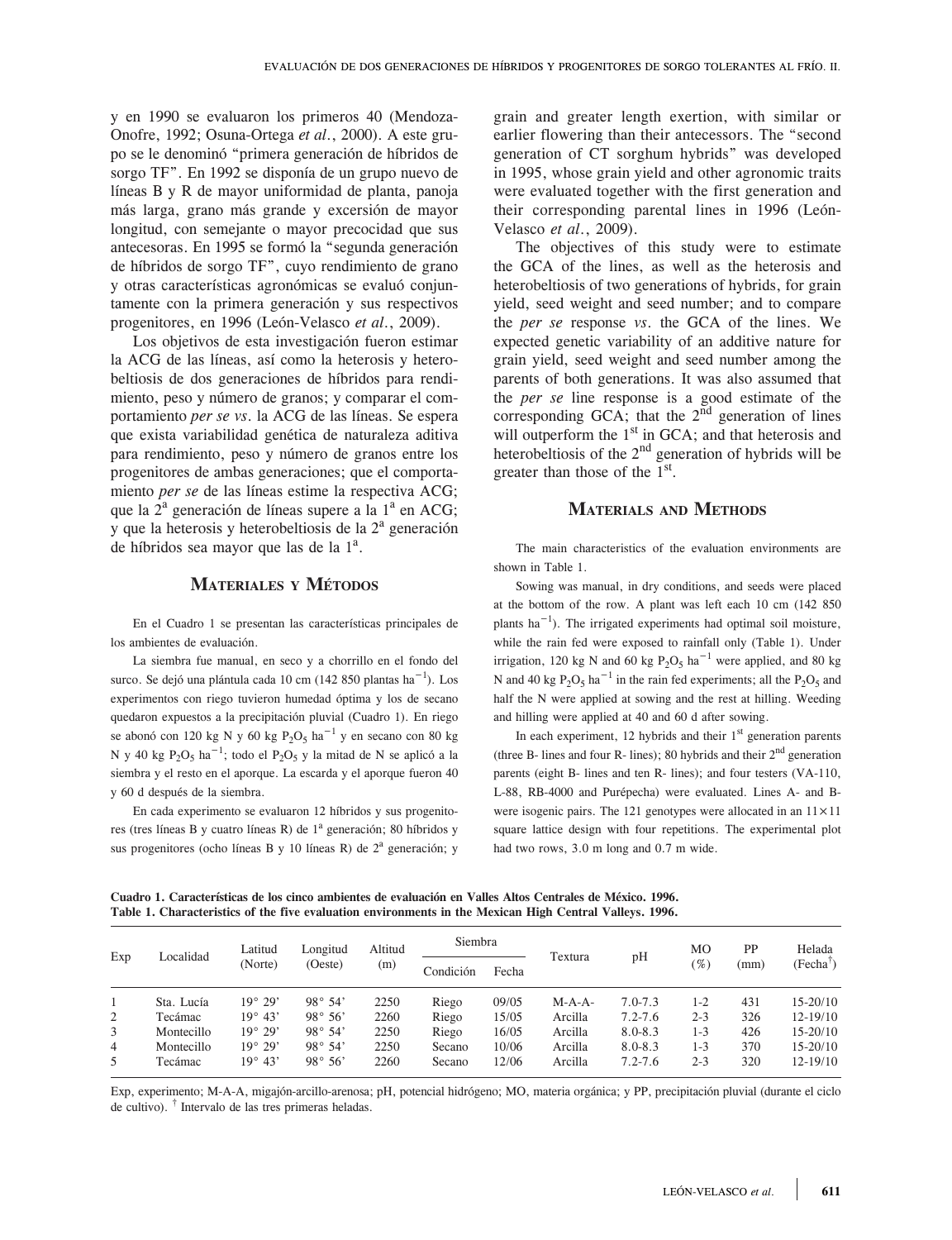y en 1990 se evaluaron los primeros 40 (Mendoza-Onofre, 1992; Osuna-Ortega *et al.*, 2000). A este grupo se le denominó "primera generación de híbridos de sorgo TF". En 1992 se disponía de un grupo nuevo de líneas B y R de mayor uniformidad de planta, panoja más larga, grano más grande y excersión de mayor longitud, con semejante o mayor precocidad que sus antecesoras. En 1995 se formó la "segunda generación de híbridos de sorgo TF", cuyo rendimiento de grano y otras características agronómicas se evaluó conjuntamente con la primera generación y sus respectivos progenitores, en 1996 (León-Velasco *et al.*, 2009).

Los objetivos de esta investigación fueron estimar la ACG de las líneas, así como la heterosis y heterobeltiosis de dos generaciones de híbridos para rendimiento, peso y número de granos; y comparar el comportamiento *per se vs*. la ACG de las líneas. Se espera que exista variabilidad genética de naturaleza aditiva para rendimiento, peso y número de granos entre los progenitores de ambas generaciones; que el comportamiento *per se* de las líneas estime la respectiva ACG; que la 2ª generación de líneas supere a la 1ª en ACG; y que la heterosis y heterobeltiosis de la 2ª generación de híbridos sea mayor que las de la 1ª.

## Materiales y Métodos

En el Cuadro 1 se presentan las características principales de los ambientes de evaluación.

La siembra fue manual, en seco y a chorrillo en el fondo del surco. Se dejó una plántula cada 10 cm (142 850 plantas $ha^{-1}$). Los experimentos con riego tuvieron humedad óptima y los de secano quedaron expuestos a la precipitación pluvial (Cuadro 1). En riego se abonó con 120 kg N y 60 kg $P_2O_5$ $ha^{-1}$ y en secano con 80 kg N y 40 kg $P_2O_5$ $ha^{-1}$; todo el $P_2O_5$ y la mitad de N se aplicó a la siembra y el resto en el aporque. La escarda y el aporque fueron 40 y 60 d después de la siembra.

En cada experimento se evaluaron 12 híbridos y sus progenitores (tres líneas B y cuatro líneas R) de 1ª generación; 80 híbridos y sus progenitores (ocho líneas B y 10 líneas R) de 2ª generación; y

grain and greater length exertion, with similar or earlier flowering than their antecessors. The "second generation of CT sorghum hybrids" was developed in 1995, whose grain yield and other agronomic traits were evaluated together with the first generation and their corresponding parental lines in 1996 (León-Velasco *et al.*, 2009).

The objectives of this study were to estimate the GCA of the lines, as well as the heterosis and heterobeltiosis of two generations of hybrids, for grain yield, seed weight and seed number; and to compare the *per se* response *vs*. the GCA of the lines. We expected genetic variability of an additive nature for grain yield, seed weight and seed number among the parents of both generations. It was also assumed that the *per se* line response is a good estimate of the corresponding GCA; that the 2nd generation of lines will outperform the 1st in GCA; and that heterosis and heterobeltiosis of the 2nd generation of hybrids will be greater than those of the 1st.

## Materials and Methods

The main characteristics of the evaluation environments are shown in Table 1.

Sowing was manual, in dry conditions, and seeds were placed at the bottom of the row. A plant was left each 10 cm (142 850 plants $ha^{-1}$). The irrigated experiments had optimal soil moisture, while the rain fed were exposed to rainfall only (Table 1). Under irrigation, 120 kg N and 60 kg $P_2O_5$ $ha^{-1}$ were applied, and 80 kg N and 40 kg $P_2O_5$ $ha^{-1}$ in the rain fed experiments; all the $P_2O_5$ and half the N were applied at sowing and the rest at hilling. Weeding and hilling were applied at 40 and 60 d after sowing.

In each experiment, 12 hybrids and their 1st generation parents (three B- lines and four R- lines); 80 hybrids and their 2nd generation parents (eight B- lines and ten R- lines); and four testers (VA-110, L-88, RB-4000 and Purépecha) were evaluated. Lines A- and B- were isogenic pairs. The 121 genotypes were allocated in an $11\times11$ square lattice design with four repetitions. The experimental plot had two rows, 3.0 m long and 0.7 m wide.

**Cuadro 1. Características de los cinco ambientes de evaluación en Valles Altos Centrales de México. 1996.**
**Table 1. Characteristics of the five evaluation environments in the Mexican High Central Valleys. 1996.**

| Exp | Localidad | Latitud (Norte) | Longitud (Oeste) | Altitud (m) | Siembra | | Textura | pH | MO (%) | PP (mm) | Helada (Fecha†) |
|---|---|---|---|---|---|---|---|---|---|---|---|
| | | | | | Condición | Fecha | | | | | |
| 1 | Sta. Lucía | 19° 29' | 98° 54' | 2250 | Riego | 09/05 | M-A-A- | 7.0-7.3 | 1-2 | 431 | 15-20/10 |
| 2 | Tecámac | 19° 43' | 98° 56' | 2260 | Riego | 15/05 | Arcilla | 7.2-7.6 | 2-3 | 326 | 12-19/10 |
| 3 | Montecillo | 19° 29' | 98° 54' | 2250 | Riego | 16/05 | Arcilla | 8.0-8.3 | 1-3 | 426 | 15-20/10 |
| 4 | Montecillo | 19° 29' | 98° 54' | 2250 | Secano | 10/06 | Arcilla | 8.0-8.3 | 1-3 | 370 | 15-20/10 |
| 5 | Tecámac | 19° 43' | 98° 56' | 2260 | Secano | 12/06 | Arcilla | 7.2-7.6 | 2-3 | 320 | 12-19/10 |

Exp, experimento; M-A-A, migajón-arcillo-arenosa; pH, potencial hidrógeno; MO, materia orgánica; y PP, precipitación pluvial (durante el ciclo de cultivo). † Intervalo de las tres primeras heladas.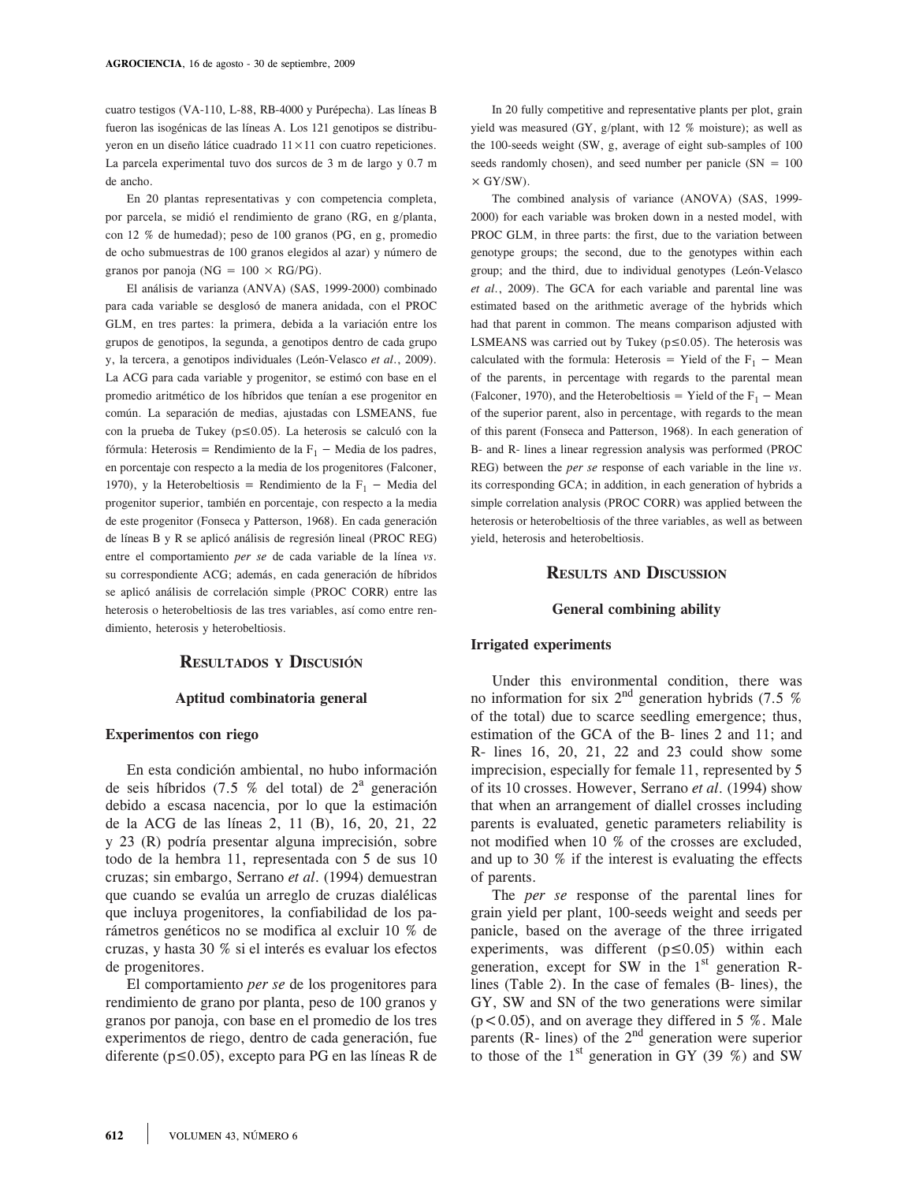cuatro testigos (VA-110, L-88, RB-4000 y Purépecha). Las líneas B fueron las isogénicas de las líneas A. Los 121 genotipos se distribuyeron en un diseño látice cuadrado 11×11 con cuatro repeticiones. La parcela experimental tuvo dos surcos de 3 m de largo y 0.7 m de ancho.

En 20 plantas representativas y con competencia completa, por parcela, se midió el rendimiento de grano (RG, en g/planta, con 12 % de humedad); peso de 100 granos (PG, en g, promedio de ocho submuestras de 100 granos elegidos al azar) y número de granos por panoja (NG = 100 × RG/PG).

El análisis de varianza (ANVA) (SAS, 1999-2000) combinado para cada variable se desglosó de manera anidada, con el PROC GLM, en tres partes: la primera, debida a la variación entre los grupos de genotipos, la segunda, a genotipos dentro de cada grupo y, la tercera, a genotipos individuales (León-Velasco *et al.*, 2009). La ACG para cada variable y progenitor, se estimó con base en el promedio aritmético de los híbridos que tenían a ese progenitor en común. La separación de medias, ajustadas con LSMEANS, fue con la prueba de Tukey ($p \leq 0.05$). La heterosis se calculó con la fórmula: Heterosis = Rendimiento de la $F_1$ − Media de los padres, en porcentaje con respecto a la media de los progenitores (Falconer, 1970), y la Heterobeltiosis = Rendimiento de la $F_1$ − Media del progenitor superior, también en porcentaje, con respecto a la media de este progenitor (Fonseca y Patterson, 1968). En cada generación de líneas B y R se aplicó análisis de regresión lineal (PROC REG) entre el comportamiento *per se* de cada variable de la línea *vs.* su correspondiente ACG; además, en cada generación de híbridos se aplicó análisis de correlación simple (PROC CORR) entre las heterosis o heterobeltiosis de las tres variables, así como entre rendimiento, heterosis y heterobeltiosis.

## Resultados y Discusión

### Aptitud combinatoria general

#### Experimentos con riego

En esta condición ambiental, no hubo información de seis híbridos (7.5 % del total) de 2ª generación debido a escasa nacencia, por lo que la estimación de la ACG de las líneas 2, 11 (B), 16, 20, 21, 22 y 23 (R) podría presentar alguna imprecisión, sobre todo de la hembra 11, representada con 5 de sus 10 cruzas; sin embargo, Serrano *et al*. (1994) demuestran que cuando se evalúa un arreglo de cruzas dialélicas que incluya progenitores, la confiabilidad de los parámetros genéticos no se modifica al excluir 10 % de cruzas, y hasta 30 % si el interés es evaluar los efectos de progenitores.

El comportamiento *per se* de los progenitores para rendimiento de grano por planta, peso de 100 granos y granos por panoja, con base en el promedio de los tres experimentos de riego, dentro de cada generación, fue diferente ($p \leq 0.05$), excepto para PG en las líneas R de

In 20 fully competitive and representative plants per plot, grain yield was measured (GY, g/plant, with 12 % moisture); as well as the 100-seeds weight (SW, g, average of eight sub-samples of 100 seeds randomly chosen), and seed number per panicle (SN = 100 × GY/SW).

The combined analysis of variance (ANOVA) (SAS, 1999-2000) for each variable was broken down in a nested model, with PROC GLM, in three parts: the first, due to the variation between genotype groups; the second, due to the genotypes within each group; and the third, due to individual genotypes (León-Velasco *et al.*, 2009). The GCA for each variable and parental line was estimated based on the arithmetic average of the hybrids which had that parent in common. The means comparison adjusted with LSMEANS was carried out by Tukey ($p \leq 0.05$). The heterosis was calculated with the formula: Heterosis = Yield of the $F_1$ − Mean of the parents, in percentage with regards to the parental mean (Falconer, 1970), and the Heterobeltiosis = Yield of the $F_1$ − Mean of the superior parent, also in percentage, with regards to the mean of this parent (Fonseca and Patterson, 1968). In each generation of B- and R- lines a linear regression analysis was performed (PROC REG) between the *per se* response of each variable in the line *vs.* its corresponding GCA; in addition, in each generation of hybrids a simple correlation analysis (PROC CORR) was applied between the heterosis or heterobeltiosis of the three variables, as well as between yield, heterosis and heterobeltiosis.

## Results and Discussion

### General combining ability

#### Irrigated experiments

Under this environmental condition, there was no information for six 2nd generation hybrids (7.5 % of the total) due to scarce seedling emergence; thus, estimation of the GCA of the B- lines 2 and 11; and R- lines 16, 20, 21, 22 and 23 could show some imprecision, especially for female 11, represented by 5 of its 10 crosses. However, Serrano *et al*. (1994) show that when an arrangement of diallel crosses including parents is evaluated, genetic parameters reliability is not modified when 10 % of the crosses are excluded, and up to 30 % if the interest is evaluating the effects of parents.

The *per se* response of the parental lines for grain yield per plant, 100-seeds weight and seeds per panicle, based on the average of the three irrigated experiments, was different ($p \leq 0.05$) within each generation, except for SW in the 1st generation R- lines (Table 2). In the case of females (B- lines), the GY, SW and SN of the two generations were similar ($p < 0.05$), and on average they differed in 5 %. Male parents (R- lines) of the 2nd generation were superior to those of the 1st generation in GY (39 %) and SW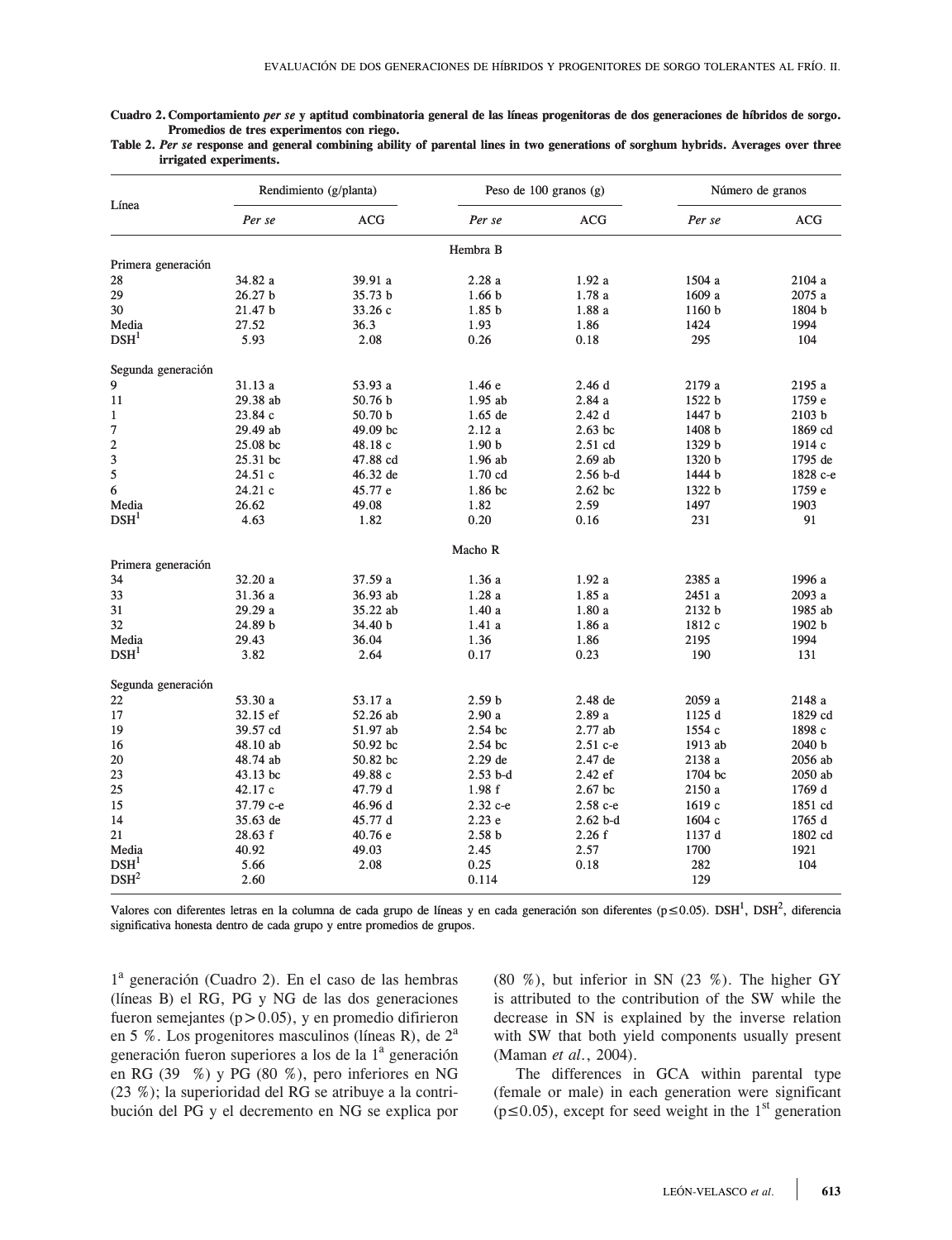**Cuadro 2. Comportamiento *per se* y aptitud combinatoria general de las líneas progenitoras de dos generaciones de híbridos de sorgo. Promedios de tres experimentos con riego.**

**Table 2. *Per se* response and general combining ability of parental lines in two generations of sorghum hybrids. Averages over three irrigated experiments.**

| Línea | Rendimiento (g/planta) | | Peso de 100 granos (g) | | Número de granos | |
|---|---|---|---|---|---|---|
| | *Per se* | ACG | *Per se* | ACG | *Per se* | ACG |
| | | | Hembra B | | | |
| Primera generación | | | | | | |
| 28 | 34.82 a | 39.91 a | 2.28 a | 1.92 a | 1504 a | 2104 a |
| 29 | 26.27 b | 35.73 b | 1.66 b | 1.78 a | 1609 a | 2075 a |
| 30 | 21.47 b | 33.26 c | 1.85 b | 1.88 a | 1160 b | 1804 b |
| Media | 27.52 | 36.3 | 1.93 | 1.86 | 1424 | 1994 |
| DSH[1] | 5.93 | 2.08 | 0.26 | 0.18 | 295 | 104 |
| Segunda generación | | | | | | |
| 9 | 31.13 a | 53.93 a | 1.46 e | 2.46 d | 2179 a | 2195 a |
| 11 | 29.38 ab | 50.76 b | 1.95 ab | 2.84 a | 1522 b | 1759 e |
| 1 | 23.84 c | 50.70 b | 1.65 de | 2.42 d | 1447 b | 2103 b |
| 7 | 29.49 ab | 49.09 bc | 2.12 a | 2.63 bc | 1408 b | 1869 cd |
| 2 | 25.08 bc | 48.18 c | 1.90 b | 2.51 cd | 1329 b | 1914 c |
| 3 | 25.31 bc | 47.88 cd | 1.96 ab | 2.69 ab | 1320 b | 1795 de |
| 5 | 24.51 c | 46.32 de | 1.70 cd | 2.56 b-d | 1444 b | 1828 c-e |
| 6 | 24.21 c | 45.77 e | 1.86 bc | 2.62 bc | 1322 b | 1759 e |
| Media | 26.62 | 49.08 | 1.82 | 2.59 | 1497 | 1903 |
| DSH[1] | 4.63 | 1.82 | 0.20 | 0.16 | 231 | 91 |
| | | | Macho R | | | |
| Primera generación | | | | | | |
| 34 | 32.20 a | 37.59 a | 1.36 a | 1.92 a | 2385 a | 1996 a |
| 33 | 31.36 a | 36.93 ab | 1.28 a | 1.85 a | 2451 a | 2093 a |
| 31 | 29.29 a | 35.22 ab | 1.40 a | 1.80 a | 2132 b | 1985 ab |
| 32 | 24.89 b | 34.40 b | 1.41 a | 1.86 a | 1812 c | 1902 b |
| Media | 29.43 | 36.04 | 1.36 | 1.86 | 2195 | 1994 |
| DSH[1] | 3.82 | 2.64 | 0.17 | 0.23 | 190 | 131 |
| Segunda generación | | | | | | |
| 22 | 53.30 a | 53.17 a | 2.59 b | 2.48 de | 2059 a | 2148 a |
| 17 | 32.15 ef | 52.26 ab | 2.90 a | 2.89 a | 1125 d | 1829 cd |
| 19 | 39.57 cd | 51.97 ab | 2.54 bc | 2.77 ab | 1554 c | 1898 c |
| 16 | 48.10 ab | 50.92 bc | 2.54 bc | 2.51 c-e | 1913 ab | 2040 b |
| 20 | 48.74 ab | 50.82 bc | 2.29 de | 2.47 de | 2138 a | 2056 ab |
| 23 | 43.13 bc | 49.88 c | 2.53 b-d | 2.42 ef | 1704 bc | 2050 ab |
| 25 | 42.17 c | 47.79 d | 1.98 f | 2.67 bc | 2150 a | 1769 d |
| 15 | 37.79 c-e | 46.96 d | 2.32 c-e | 2.58 c-e | 1619 c | 1851 cd |
| 14 | 35.63 de | 45.77 d | 2.23 e | 2.62 b-d | 1604 c | 1765 d |
| 21 | 28.63 f | 40.76 e | 2.58 b | 2.26 f | 1137 d | 1802 cd |
| Media | 40.92 | 49.03 | 2.45 | 2.57 | 1700 | 1921 |
| DSH[1] | 5.66 | 2.08 | 0.25 | 0.18 | 282 | 104 |
| DSH[2] | 2.60 | | 0.114 | | 129 | |

Valores con diferentes letras en la columna de cada grupo de líneas y en cada generación son diferentes ($p \leq 0.05$). DSH[1], DSH[2], diferencia significativa honesta dentro de cada grupo y entre promedios de grupos.

1[a] generación (Cuadro 2). En el caso de las hembras (líneas B) el RG, PG y NG de las dos generaciones fueron semejantes ($p > 0.05$), y en promedio difirieron en 5 %. Los progenitores masculinos (líneas R), de 2[a] generación fueron superiores a los de la 1[a] generación en RG (39 %) y PG (80 %), pero inferiores en NG (23 %); la superioridad del RG se atribuye a la contribución del PG y el decremento en NG se explica por (80 %), but inferior in SN (23 %). The higher GY is attributed to the contribution of the SW while the decrease in SN is explained by the inverse relation with SW that both yield components usually present (Maman *et al.*, 2004).

The differences in GCA within parental type (female or male) in each generation were significant ($p \leq 0.05$), except for seed weight in the 1[st] generation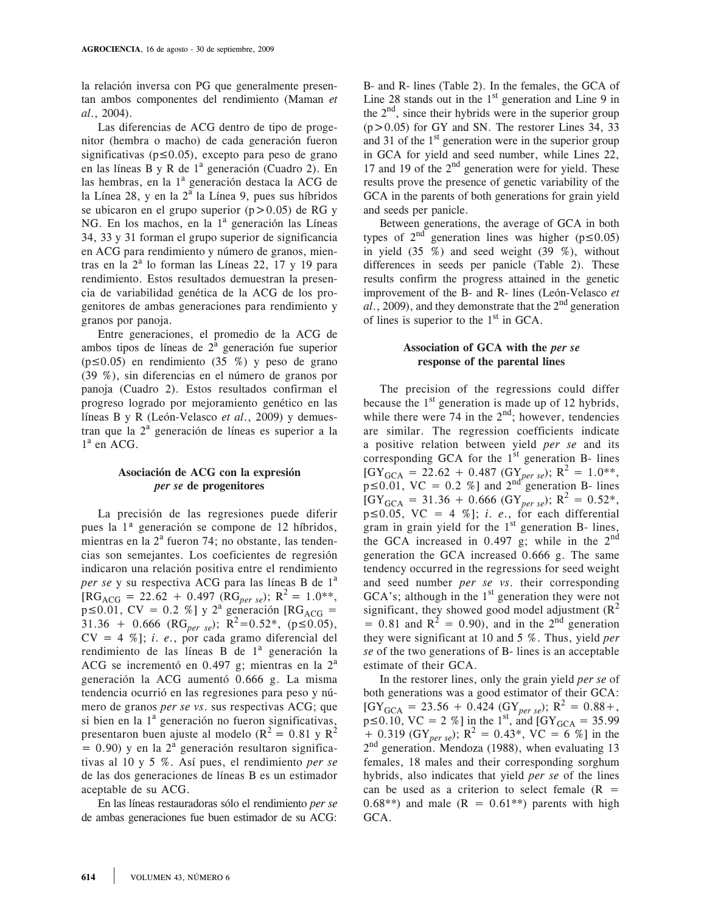la relación inversa con PG que generalmente presentan ambos componentes del rendimiento (Maman *et al.*, 2004).

Las diferencias de ACG dentro de tipo de progenitor (hembra o macho) de cada generación fueron significativas ($p \leq 0.05$), excepto para peso de grano en las líneas B y R de 1ª generación (Cuadro 2). En las hembras, en la 1ª generación destaca la ACG de la Línea 28, y en la 2ª la Línea 9, pues sus híbridos se ubicaron en el grupo superior ($p > 0.05$) de RG y NG. En los machos, en la 1ª generación las Líneas 34, 33 y 31 forman el grupo superior de significancia en ACG para rendimiento y número de granos, mientras en la 2ª lo forman las Líneas 22, 17 y 19 para rendimiento. Estos resultados demuestran la presencia de variabilidad genética de la ACG de los progenitores de ambas generaciones para rendimiento y granos por panoja.

Entre generaciones, el promedio de la ACG de ambos tipos de líneas de 2ª generación fue superior ($p \leq 0.05$) en rendimiento (35 %) y peso de grano (39 %), sin diferencias en el número de granos por panoja (Cuadro 2). Estos resultados confirman el progreso logrado por mejoramiento genético en las líneas B y R (León-Velasco *et al.*, 2009) y demuestran que la 2ª generación de líneas es superior a la 1ª en ACG.

### Asociación de ACG con la expresión *per se* de progenitores

La precisión de las regresiones puede diferir pues la 1ª generación se compone de 12 híbridos, mientras en la 2ª fueron 74; no obstante, las tendencias son semejantes. Los coeficientes de regresión indicaron una relación positiva entre el rendimiento *per se* y su respectiva ACG para las líneas B de 1ª [$RG_{ACG} = 22.62 + 0.497\ (RG_{per\ se})$; $R^2 = 1.0^{**}$, $p \leq 0.01$, CV = 0.2 %] y 2ª generación [$RG_{ACG} = 31.36 + 0.666\ (RG_{per\ se})$; $R^2 = 0.52^{*}$, ($p \leq 0.05$), CV = 4 %]; *i. e.*, por cada gramo diferencial del rendimiento de las líneas B de 1ª generación la ACG se incrementó en 0.497 g; mientras en la 2ª generación la ACG aumentó 0.666 g. La misma tendencia ocurrió en las regresiones para peso y número de granos *per se vs.* sus respectivas ACG; que si bien en la 1ª generación no fueron significativas, presentaron buen ajuste al modelo ($R^2 = 0.81$ y $R^2 = 0.90$) y en la 2ª generación resultaron significativas al 10 y 5 %. Así pues, el rendimiento *per se* de las dos generaciones de líneas B es un estimador aceptable de su ACG.

En las líneas restauradoras sólo el rendimiento *per se* de ambas generaciones fue buen estimador de su ACG:

B- and R- lines (Table 2). In the females, the GCA of Line 28 stands out in the 1st generation and Line 9 in the 2nd, since their hybrids were in the superior group ($p > 0.05$) for GY and SN. The restorer Lines 34, 33 and 31 of the 1st generation were in the superior group in GCA for yield and seed number, while Lines 22, 17 and 19 of the 2nd generation were for yield. These results prove the presence of genetic variability of the GCA in the parents of both generations for grain yield and seeds per panicle.

Between generations, the average of GCA in both types of 2nd generation lines was higher ($p \leq 0.05$) in yield (35 %) and seed weight (39 %), without differences in seeds per panicle (Table 2). These results confirm the progress attained in the genetic improvement of the B- and R- lines (León-Velasco *et al.*, 2009), and they demonstrate that the 2nd generation of lines is superior to the 1st in GCA.

### Association of GCA with the *per se* response of the parental lines

The precision of the regressions could differ because the 1st generation is made up of 12 hybrids, while there were 74 in the 2nd; however, tendencies are similar. The regression coefficients indicate a positive relation between yield *per se* and its corresponding GCA for the 1st generation B- lines [$GY_{GCA} = 22.62 + 0.487\ (GY_{per\ se})$; $R^2 = 1.0^{**}$, $p \leq 0.01$, VC = 0.2 %] and 2nd generation B- lines [$GY_{GCA} = 31.36 + 0.666\ (GY_{per\ se})$; $R^2 = 0.52^{*}$, $p \leq 0.05$, VC = 4 %]; *i. e.*, for each differential gram in grain yield for the 1st generation B- lines, the GCA increased in 0.497 g; while in the 2nd generation the GCA increased 0.666 g. The same tendency occurred in the regressions for seed weight and seed number *per se vs.* their corresponding GCA's; although in the 1st generation they were not significant, they showed good model adjustment ($R^2 = 0.81$ and $R^2 = 0.90$), and in the 2nd generation they were significant at 10 and 5 %. Thus, yield *per se* of the two generations of B- lines is an acceptable estimate of their GCA.

In the restorer lines, only the grain yield *per se* of both generations was a good estimator of their GCA: [$GY_{GCA} = 23.56 + 0.424\ (GY_{per\ se})$; $R^2 = 0.88+$, $p \leq 0.10$, VC = 2 %] in the 1st, and [$GY_{GCA} = 35.99 + 0.319\ (GY_{per\ se})$; $R^2 = 0.43^{*}$, VC = 6 %] in the 2nd generation. Mendoza (1988), when evaluating 13 females, 18 males and their corresponding sorghum hybrids, also indicates that yield *per se* of the lines can be used as a criterion to select female ($R = 0.68^{**}$) and male ($R = 0.61^{**}$) parents with high GCA.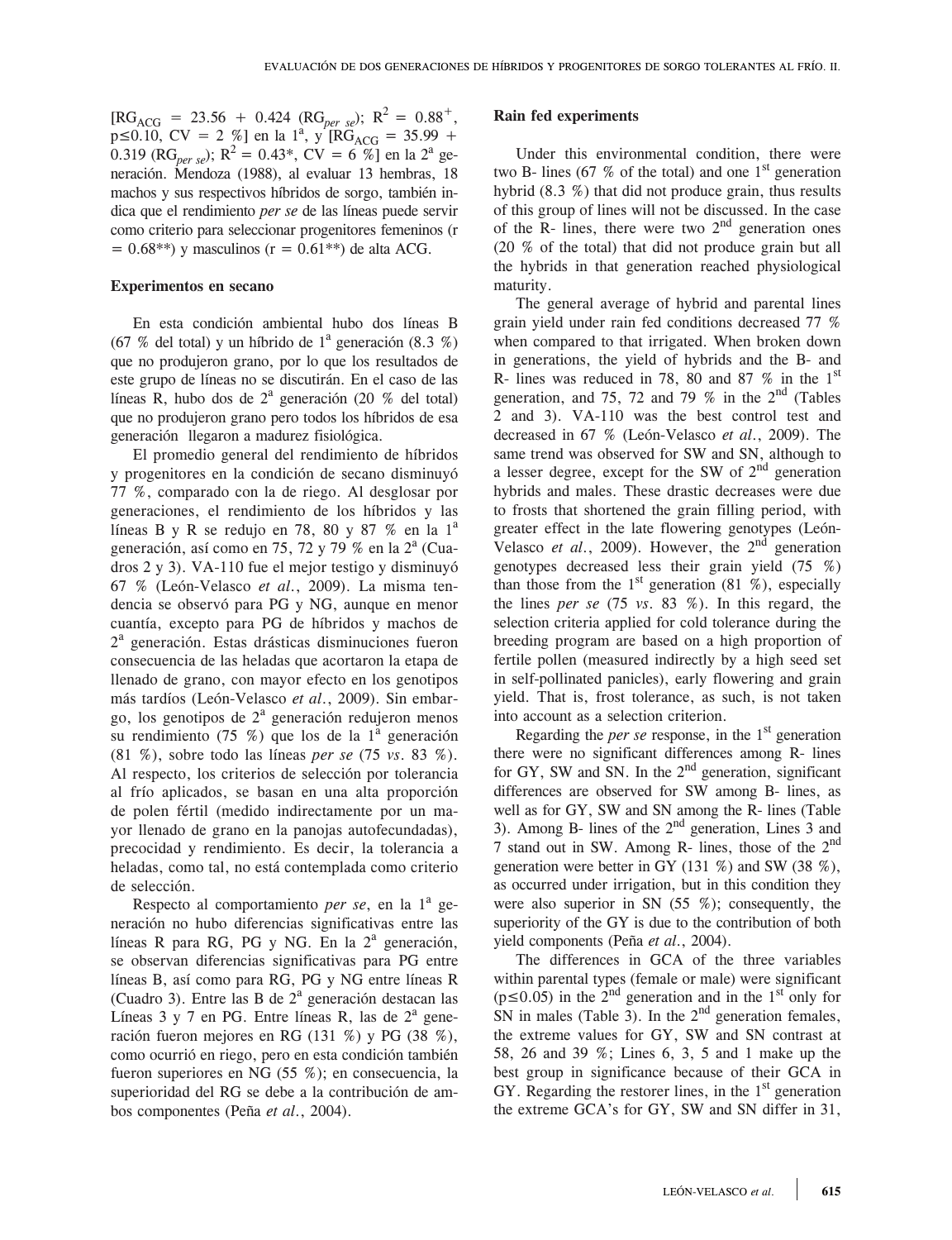$[RG_{ACG} = 23.56 + 0.424 (RG_{per\ se}); R^2 = 0.88^+, p \leq 0.10, CV = 2\ \%]$ en la 1ª, y $[RG_{ACG} = 35.99 + 0.319 (RG_{per\ se}); R^2 = 0.43^*, CV = 6\ \%]$ en la 2ª generación. Mendoza (1988), al evaluar 13 hembras, 18 machos y sus respectivos híbridos de sorgo, también indica que el rendimiento *per se* de las líneas puede servir como criterio para seleccionar progenitores femeninos (r = 0.68**) y masculinos (r = 0.61**) de alta ACG.

### Experimentos en secano

En esta condición ambiental hubo dos líneas B (67 % del total) y un híbrido de 1ª generación (8.3 %) que no produjeron grano, por lo que los resultados de este grupo de líneas no se discutirán. En el caso de las líneas R, hubo dos de 2ª generación (20 % del total) que no produjeron grano pero todos los híbridos de esa generación llegaron a madurez fisiológica.

El promedio general del rendimiento de híbridos y progenitores en la condición de secano disminuyó 77 %, comparado con la de riego. Al desglosar por generaciones, el rendimiento de los híbridos y las líneas B y R se redujo en 78, 80 y 87 % en la 1ª generación, así como en 75, 72 y 79 % en la 2ª (Cuadros 2 y 3). VA-110 fue el mejor testigo y disminuyó 67 % (León-Velasco *et al.*, 2009). La misma tendencia se observó para PG y NG, aunque en menor cuantía, excepto para PG de híbridos y machos de 2ª generación. Estas drásticas disminuciones fueron consecuencia de las heladas que acortaron la etapa de llenado de grano, con mayor efecto en los genotipos más tardíos (León-Velasco *et al.*, 2009). Sin embargo, los genotipos de 2ª generación redujeron menos su rendimiento (75 %) que los de la 1ª generación (81 %), sobre todo las líneas *per se* (75 *vs*. 83 %). Al respecto, los criterios de selección por tolerancia al frío aplicados, se basan en una alta proporción de polen fértil (medido indirectamente por un mayor llenado de grano en la panojas autofecundadas), precocidad y rendimiento. Es decir, la tolerancia a heladas, como tal, no está contemplada como criterio de selección.

Respecto al comportamiento *per se*, en la 1ª generación no hubo diferencias significativas entre las líneas R para RG, PG y NG. En la 2ª generación, se observan diferencias significativas para PG entre líneas B, así como para RG, PG y NG entre líneas R (Cuadro 3). Entre las B de 2ª generación destacan las Líneas 3 y 7 en PG. Entre líneas R, las de 2ª generación fueron mejores en RG (131 %) y PG (38 %), como ocurrió en riego, pero en esta condición también fueron superiores en NG (55 %); en consecuencia, la superioridad del RG se debe a la contribución de ambos componentes (Peña *et al.*, 2004).

### Rain fed experiments

Under this environmental condition, there were two B- lines (67 % of the total) and one 1st generation hybrid (8.3 %) that did not produce grain, thus results of this group of lines will not be discussed. In the case of the R- lines, there were two 2nd generation ones (20 % of the total) that did not produce grain but all the hybrids in that generation reached physiological maturity.

The general average of hybrid and parental lines grain yield under rain fed conditions decreased 77 % when compared to that irrigated. When broken down in generations, the yield of hybrids and the B- and R- lines was reduced in 78, 80 and 87 % in the 1st generation, and 75, 72 and 79 % in the 2nd (Tables 2 and 3). VA-110 was the best control test and decreased in 67 % (León-Velasco *et al.*, 2009). The same trend was observed for SW and SN, although to a lesser degree, except for the SW of 2nd generation hybrids and males. These drastic decreases were due to frosts that shortened the grain filling period, with greater effect in the late flowering genotypes (León-Velasco *et al.*, 2009). However, the 2nd generation genotypes decreased less their grain yield (75 %) than those from the 1st generation (81 %), especially the lines *per se* (75 *vs*. 83 %). In this regard, the selection criteria applied for cold tolerance during the breeding program are based on a high proportion of fertile pollen (measured indirectly by a high seed set in self-pollinated panicles), early flowering and grain yield. That is, frost tolerance, as such, is not taken into account as a selection criterion.

Regarding the *per se* response, in the 1st generation there were no significant differences among R- lines for GY, SW and SN. In the 2nd generation, significant differences are observed for SW among B- lines, as well as for GY, SW and SN among the R- lines (Table 3). Among B- lines of the 2nd generation, Lines 3 and 7 stand out in SW. Among R- lines, those of the 2nd generation were better in GY (131 %) and SW (38 %), as occurred under irrigation, but in this condition they were also superior in SN (55 %); consequently, the superiority of the GY is due to the contribution of both yield components (Peña *et al.*, 2004).

The differences in GCA of the three variables within parental types (female or male) were significant ($p \leq 0.05$) in the 2nd generation and in the 1st only for SN in males (Table 3). In the 2nd generation females, the extreme values for GY, SW and SN contrast at 58, 26 and 39 %; Lines 6, 3, 5 and 1 make up the best group in significance because of their GCA in GY. Regarding the restorer lines, in the 1st generation the extreme GCA's for GY, SW and SN differ in 31,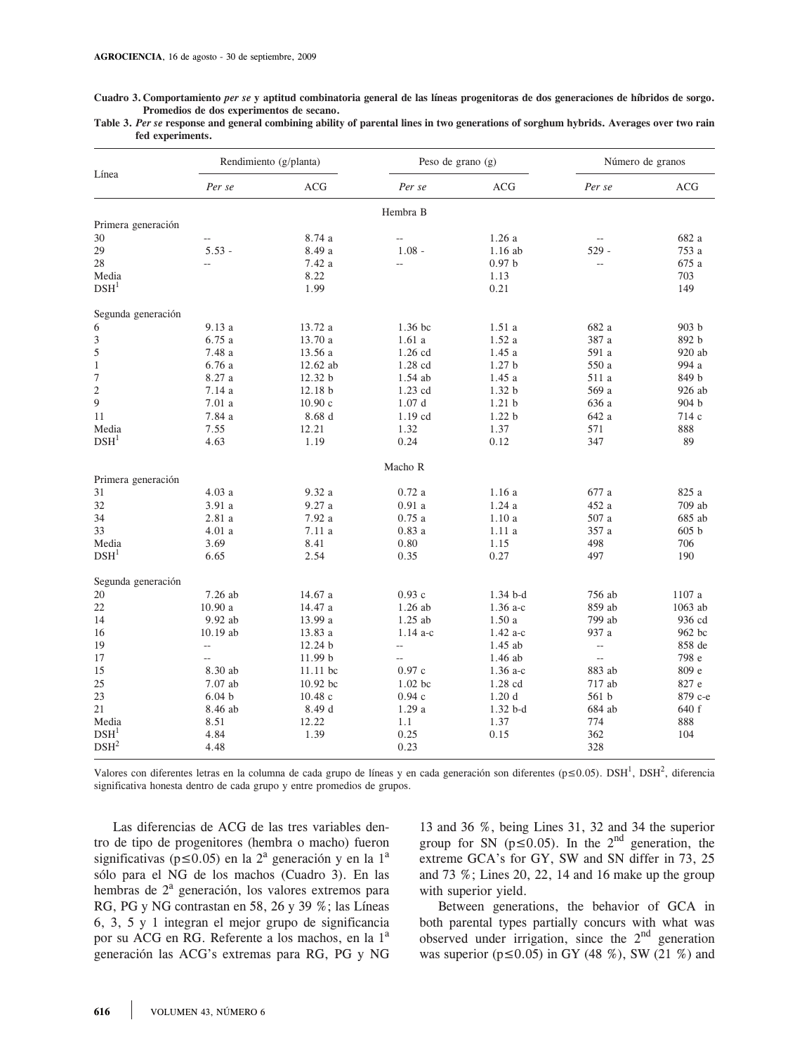**Cuadro 3. Comportamiento *per se* y aptitud combinatoria general de las líneas progenitoras de dos generaciones de híbridos de sorgo. Promedios de dos experimentos de secano.**

**Table 3. *Per se* response and general combining ability of parental lines in two generations of sorghum hybrids. Averages over two rain fed experiments.**

| Línea | Rendimiento (g/planta) | | Peso de grano (g) | | Número de granos | |
|---|---|---|---|---|---|---|
| | *Per se* | ACG | *Per se* | ACG | *Per se* | ACG |
| | | | **Hembra B** | | | |
| Primera generación | | | | | | |
| 30 | -- | 8.74 a | -- | 1.26 a | -- | 682 a |
| 29 | 5.53 - | 8.49 a | 1.08 - | 1.16 ab | 529 - | 753 a |
| 28 | -- | 7.42 a | -- | 0.97 b | -- | 675 a |
| Media | | 8.22 | | 1.13 | | 703 |
| DSH[1] | | 1.99 | | 0.21 | | 149 |
| Segunda generación | | | | | | |
| 6 | 9.13 a | 13.72 a | 1.36 bc | 1.51 a | 682 a | 903 b |
| 3 | 6.75 a | 13.70 a | 1.61 a | 1.52 a | 387 a | 892 b |
| 5 | 7.48 a | 13.56 a | 1.26 cd | 1.45 a | 591 a | 920 ab |
| 1 | 6.76 a | 12.62 ab | 1.28 cd | 1.27 b | 550 a | 994 a |
| 7 | 8.27 a | 12.32 b | 1.54 ab | 1.45 a | 511 a | 849 b |
| 2 | 7.14 a | 12.18 b | 1.23 cd | 1.32 b | 569 a | 926 ab |
| 9 | 7.01 a | 10.90 c | 1.07 d | 1.21 b | 636 a | 904 b |
| 11 | 7.84 a | 8.68 d | 1.19 cd | 1.22 b | 642 a | 714 c |
| Media | 7.55 | 12.21 | 1.32 | 1.37 | 571 | 888 |
| DSH[1] | 4.63 | 1.19 | 0.24 | 0.12 | 347 | 89 |
| | | | **Macho R** | | | |
| Primera generación | | | | | | |
| 31 | 4.03 a | 9.32 a | 0.72 a | 1.16 a | 677 a | 825 a |
| 32 | 3.91 a | 9.27 a | 0.91 a | 1.24 a | 452 a | 709 ab |
| 34 | 2.81 a | 7.92 a | 0.75 a | 1.10 a | 507 a | 685 ab |
| 33 | 4.01 a | 7.11 a | 0.83 a | 1.11 a | 357 a | 605 b |
| Media | 3.69 | 8.41 | 0.80 | 1.15 | 498 | 706 |
| DSH[1] | 6.65 | 2.54 | 0.35 | 0.27 | 497 | 190 |
| Segunda generación | | | | | | |
| 20 | 7.26 ab | 14.67 a | 0.93 c | 1.34 b-d | 756 ab | 1107 a |
| 22 | 10.90 a | 14.47 a | 1.26 ab | 1.36 a-c | 859 ab | 1063 ab |
| 14 | 9.92 ab | 13.99 a | 1.25 ab | 1.50 a | 799 ab | 936 cd |
| 16 | 10.19 ab | 13.83 a | 1.14 a-c | 1.42 a-c | 937 a | 962 bc |
| 19 | -- | 12.24 b | -- | 1.45 ab | -- | 858 de |
| 17 | -- | 11.99 b | -- | 1.46 ab | -- | 798 e |
| 15 | 8.30 ab | 11.11 bc | 0.97 c | 1.36 a-c | 883 ab | 809 e |
| 25 | 7.07 ab | 10.92 bc | 1.02 bc | 1.28 cd | 717 ab | 827 e |
| 23 | 6.04 b | 10.48 c | 0.94 c | 1.20 d | 561 b | 879 c-e |
| 21 | 8.46 ab | 8.49 d | 1.29 a | 1.32 b-d | 684 ab | 640 f |
| Media | 8.51 | 12.22 | 1.1 | 1.37 | 774 | 888 |
| DSH[1] | 4.84 | 1.39 | 0.25 | 0.15 | 362 | 104 |
| DSH[2] | 4.48 | | 0.23 | | 328 | |

Valores con diferentes letras en la columna de cada grupo de líneas y en cada generación son diferentes ($p \leq 0.05$). DSH[1], DSH[2], diferencia significativa honesta dentro de cada grupo y entre promedios de grupos.

Las diferencias de ACG de las tres variables dentro de tipo de progenitores (hembra o macho) fueron significativas ($p \leq 0.05$) en la 2ª generación y en la 1ª sólo para el NG de los machos (Cuadro 3). En las hembras de 2ª generación, los valores extremos para RG, PG y NG contrastan en 58, 26 y 39 %; las Líneas 6, 3, 5 y 1 integran el mejor grupo de significancia por su ACG en RG. Referente a los machos, en la 1ª generación las ACG's extremas para RG, PG y NG

13 and 36 %, being Lines 31, 32 and 34 the superior group for SN ($p \leq 0.05$). In the 2nd generation, the extreme GCA's for GY, SW and SN differ in 73, 25 and 73 %; Lines 20, 22, 14 and 16 make up the group with superior yield.

Between generations, the behavior of GCA in both parental types partially concurs with what was observed under irrigation, since the 2nd generation was superior ($p \leq 0.05$) in GY (48 %), SW (21 %) and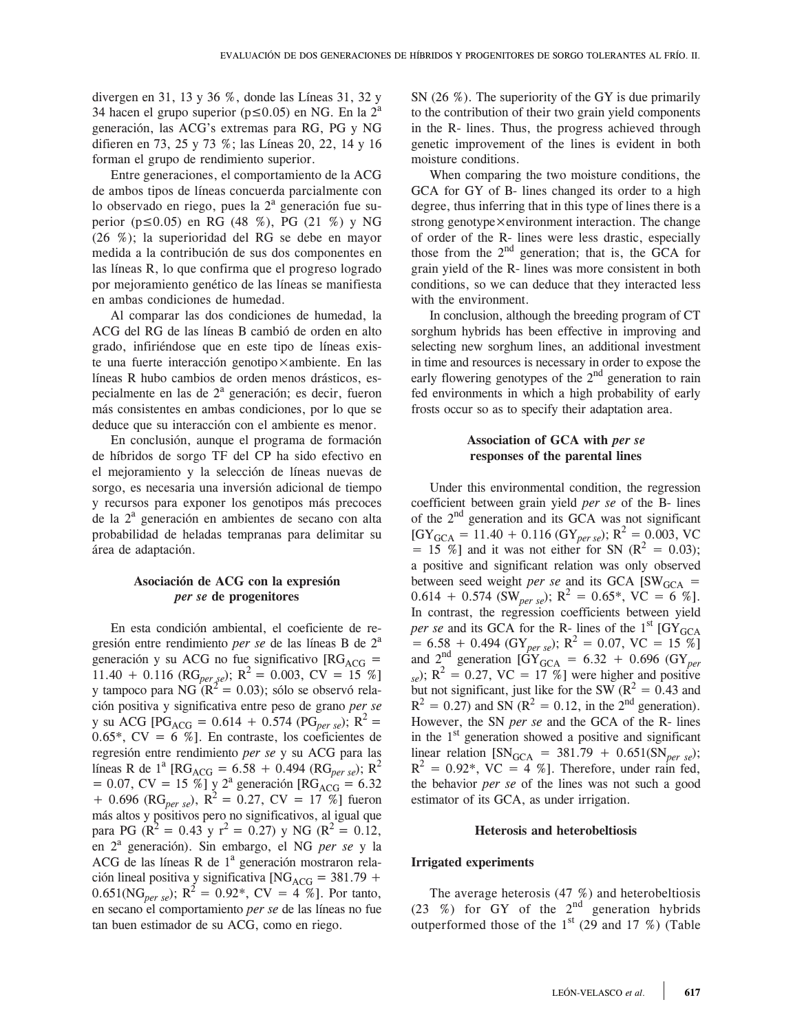divergen en 31, 13 y 36 %, donde las Líneas 31, 32 y 34 hacen el grupo superior ($p \leq 0.05$) en NG. En la 2ª generación, las ACG's extremas para RG, PG y NG difieren en 73, 25 y 73 %; las Líneas 20, 22, 14 y 16 forman el grupo de rendimiento superior.

Entre generaciones, el comportamiento de la ACG de ambos tipos de líneas concuerda parcialmente con lo observado en riego, pues la 2ª generación fue superior ($p \leq 0.05$) en RG (48 %), PG (21 %) y NG (26 %); la superioridad del RG se debe en mayor medida a la contribución de sus dos componentes en las líneas R, lo que confirma que el progreso logrado por mejoramiento genético de las líneas se manifiesta en ambas condiciones de humedad.

Al comparar las dos condiciones de humedad, la ACG del RG de las líneas B cambió de orden en alto grado, infiriéndose que en este tipo de líneas existe una fuerte interacción genotipo×ambiente. En las líneas R hubo cambios de orden menos drásticos, especialmente en las de 2ª generación; es decir, fueron más consistentes en ambas condiciones, por lo que se deduce que su interacción con el ambiente es menor.

En conclusión, aunque el programa de formación de híbridos de sorgo TF del CP ha sido efectivo en el mejoramiento y la selección de líneas nuevas de sorgo, es necesaria una inversión adicional de tiempo y recursos para exponer los genotipos más precoces de la 2ª generación en ambientes de secano con alta probabilidad de heladas tempranas para delimitar su área de adaptación.

### Asociación de ACG con la expresión *per se* de progenitores

En esta condición ambiental, el coeficiente de regresión entre rendimiento *per se* de las líneas B de 2ª generación y su ACG no fue significativo [$RG_{ACG} = 11.40 + 0.116\ (RG_{per\ se})$; $R^2 = 0.003$, CV = 15 %] y tampoco para NG ($R^2 = 0.03$); sólo se observó relación positiva y significativa entre peso de grano *per se* y su ACG [$PG_{ACG} = 0.614 + 0.574\ (PG_{per\ se})$; $R^2 = 0.65$*, CV = 6 %]. En contraste, los coeficientes de regresión entre rendimiento *per se* y su ACG para las líneas R de 1ª [$RG_{ACG} = 6.58 + 0.494\ (RG_{per\ se})$; $R^2 = 0.07$, CV = 15 %] y 2ª generación [$RG_{ACG} = 6.32 + 0.696\ (RG_{per\ se})$, $R^2 = 0.27$, CV = 17 %] fueron más altos y positivos pero no significativos, al igual que para PG ($R^2 = 0.43$ y $r^2 = 0.27$) y NG ($R^2 = 0.12$, en 2ª generación). Sin embargo, el NG *per se* y la ACG de las líneas R de 1ª generación mostraron relación lineal positiva y significativa [$NG_{ACG} = 381.79 + 0.651(NG_{per\ se})$; $R^2 = 0.92$*, CV = 4 %]. Por tanto, en secano el comportamiento *per se* de las líneas no fue tan buen estimador de su ACG, como en riego.

SN (26 %). The superiority of the GY is due primarily to the contribution of their two grain yield components in the R- lines. Thus, the progress achieved through genetic improvement of the lines is evident in both moisture conditions.

When comparing the two moisture conditions, the GCA for GY of B- lines changed its order to a high degree, thus inferring that in this type of lines there is a strong genotype×environment interaction. The change of order of the R- lines were less drastic, especially those from the 2nd generation; that is, the GCA for grain yield of the R- lines was more consistent in both conditions, so we can deduce that they interacted less with the environment.

In conclusion, although the breeding program of CT sorghum hybrids has been effective in improving and selecting new sorghum lines, an additional investment in time and resources is necessary in order to expose the early flowering genotypes of the 2nd generation to rain fed environments in which a high probability of early frosts occur so as to specify their adaptation area.

### Association of GCA with *per se* responses of the parental lines

Under this environmental condition, the regression coefficient between grain yield *per se* of the B- lines of the 2nd generation and its GCA was not significant [$GY_{GCA} = 11.40 + 0.116\ (GY_{per\ se})$; $R^2 = 0.003$, VC = 15 %] and it was not either for SN ($R^2 = 0.03$); a positive and significant relation was only observed between seed weight *per se* and its GCA [$SW_{GCA} = 0.614 + 0.574\ (SW_{per\ se})$; $R^2 = 0.65$*, VC = 6 %]. In contrast, the regression coefficients between yield *per se* and its GCA for the R- lines of the 1st [$GY_{GCA} = 6.58 + 0.494\ (GY_{per\ se})$; $R^2 = 0.07$, VC = 15 %] and 2nd generation [$GY_{GCA} = 6.32 + 0.696\ (GY_{per\ se})$; $R^2 = 0.27$, VC = 17 %] were higher and positive but not significant, just like for the SW ($R^2 = 0.43$ and $R^2 = 0.27$) and SN ($R^2 = 0.12$, in the 2nd generation). However, the SN *per se* and the GCA of the R- lines in the 1st generation showed a positive and significant linear relation [$SN_{GCA} = 381.79 + 0.651(SN_{per\ se})$; $R^2 = 0.92$*, VC = 4 %]. Therefore, under rain fed, the behavior *per se* of the lines was not such a good estimator of its GCA, as under irrigation.

### Heterosis and heterobeltiosis

#### Irrigated experiments

The average heterosis (47 %) and heterobeltiosis (23 %) for GY of the 2nd generation hybrids outperformed those of the 1st (29 and 17 %) (Table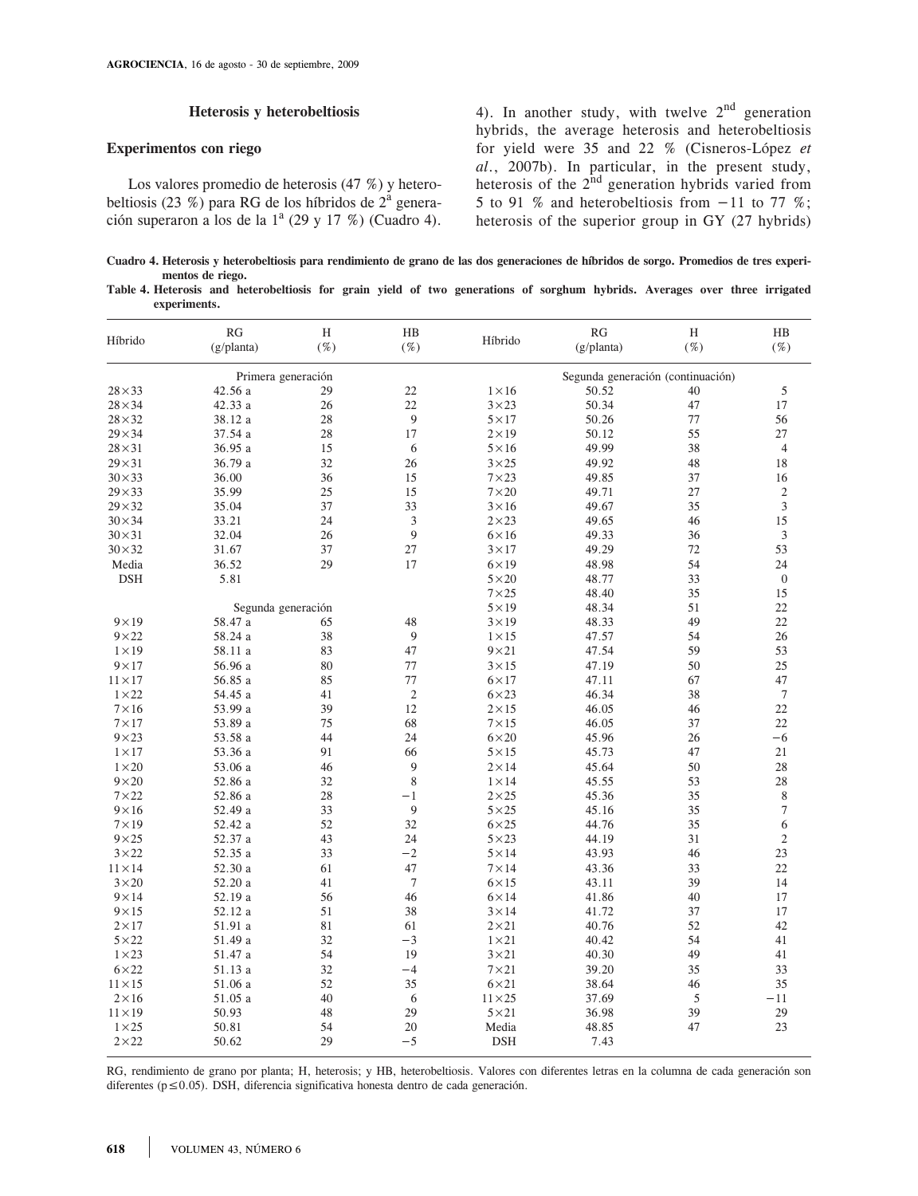### Heterosis y heterobeltiosis

#### Experimentos con riego

Los valores promedio de heterosis (47 %) y heterobeltiosis (23 %) para RG de los híbridos de 2ª generación superaron a los de la 1ª (29 y 17 %) (Cuadro 4). In another study, with twelve 2nd generation hybrids, the average heterosis and heterobeltiosis for yield were 35 and 22 % (Cisneros-López *et al.*, 2007b). In particular, in the present study, heterosis of the 2nd generation hybrids varied from 5 to 91 % and heterobeltiosis from −11 to 77 %; heterosis of the superior group in GY (27 hybrids)

**Cuadro 4. Heterosis y heterobeltiosis para rendimiento de grano de las dos generaciones de híbridos de sorgo. Promedios de tres experimentos de riego.**

**Table 4. Heterosis and heterobeltiosis for grain yield of two generations of sorghum hybrids. Averages over three irrigated experiments.**

| Híbrido | RG (g/planta) | H (%) | HB (%) | Híbrido | RG (g/planta) | H (%) | HB (%) |
|---|---|---|---|---|---|---|---|
| Primera generación | | | | Segunda generación (continuación) | | | |
| 28×33 | 42.56 a | 29 | 22 | 1×16 | 50.52 | 40 | 5 |
| 28×34 | 42.33 a | 26 | 22 | 3×23 | 50.34 | 47 | 17 |
| 28×32 | 38.12 a | 28 | 9 | 5×17 | 50.26 | 77 | 56 |
| 29×34 | 37.54 a | 28 | 17 | 2×19 | 50.12 | 55 | 27 |
| 28×31 | 36.95 a | 15 | 6 | 5×16 | 49.99 | 38 | 4 |
| 29×31 | 36.79 a | 32 | 26 | 3×25 | 49.92 | 48 | 18 |
| 30×33 | 36.00 | 36 | 15 | 7×23 | 49.85 | 37 | 16 |
| 29×33 | 35.99 | 25 | 15 | 7×20 | 49.71 | 27 | 2 |
| 29×32 | 35.04 | 37 | 33 | 3×16 | 49.67 | 35 | 3 |
| 30×34 | 33.21 | 24 | 3 | 2×23 | 49.65 | 46 | 15 |
| 30×31 | 32.04 | 26 | 9 | 6×16 | 49.33 | 36 | 3 |
| 30×32 | 31.67 | 37 | 27 | 3×17 | 49.29 | 72 | 53 |
| Media | 36.52 | 29 | 17 | 6×19 | 48.98 | 54 | 24 |
| DSH | 5.81 | | | 5×20 | 48.77 | 33 | 0 |
| | | | | 7×25 | 48.40 | 35 | 15 |
| Segunda generación | | | | 5×19 | 48.34 | 51 | 22 |
| 9×19 | 58.47 a | 65 | 48 | 3×19 | 48.33 | 49 | 22 |
| 9×22 | 58.24 a | 38 | 9 | 1×15 | 47.57 | 54 | 26 |
| 1×19 | 58.11 a | 83 | 47 | 9×21 | 47.54 | 59 | 53 |
| 9×17 | 56.96 a | 80 | 77 | 3×15 | 47.19 | 50 | 25 |
| 11×17 | 56.85 a | 85 | 77 | 6×17 | 47.11 | 67 | 47 |
| 1×22 | 54.45 a | 41 | 2 | 6×23 | 46.34 | 38 | 7 |
| 7×16 | 53.99 a | 39 | 12 | 2×15 | 46.05 | 46 | 22 |
| 7×17 | 53.89 a | 75 | 68 | 7×15 | 46.05 | 37 | 22 |
| 9×23 | 53.58 a | 44 | 24 | 6×20 | 45.96 | 26 | −6 |
| 1×17 | 53.36 a | 91 | 66 | 5×15 | 45.73 | 47 | 21 |
| 1×20 | 53.06 a | 46 | 9 | 2×14 | 45.64 | 50 | 28 |
| 9×20 | 52.86 a | 32 | 8 | 1×14 | 45.55 | 53 | 28 |
| 7×22 | 52.86 a | 28 | −1 | 2×25 | 45.36 | 35 | 8 |
| 9×16 | 52.49 a | 33 | 9 | 5×25 | 45.16 | 35 | 7 |
| 7×19 | 52.42 a | 52 | 32 | 6×25 | 44.76 | 35 | 6 |
| 9×25 | 52.37 a | 43 | 24 | 5×23 | 44.19 | 31 | 2 |
| 3×22 | 52.35 a | 33 | −2 | 5×14 | 43.93 | 46 | 23 |
| 11×14 | 52.30 a | 61 | 47 | 7×14 | 43.36 | 33 | 22 |
| 3×20 | 52.20 a | 41 | 7 | 6×15 | 43.11 | 39 | 14 |
| 9×14 | 52.19 a | 56 | 46 | 6×14 | 41.86 | 40 | 17 |
| 9×15 | 52.12 a | 51 | 38 | 3×14 | 41.72 | 37 | 17 |
| 2×17 | 51.91 a | 81 | 61 | 2×21 | 40.76 | 52 | 42 |
| 5×22 | 51.49 a | 32 | −3 | 1×21 | 40.42 | 54 | 41 |
| 1×23 | 51.47 a | 54 | 19 | 3×21 | 40.30 | 49 | 41 |
| 6×22 | 51.13 a | 32 | −4 | 7×21 | 39.20 | 35 | 33 |
| 11×15 | 51.06 a | 52 | 35 | 6×21 | 38.64 | 46 | 35 |
| 2×16 | 51.05 a | 40 | 6 | 11×25 | 37.69 | 5 | −11 |
| 11×19 | 50.93 | 48 | 29 | 5×21 | 36.98 | 39 | 29 |
| 1×25 | 50.81 | 54 | 20 | Media | 48.85 | 47 | 23 |
| 2×22 | 50.62 | 29 | −5 | DSH | 7.43 | | |

RG, rendimiento de grano por planta; H, heterosis; y HB, heterobeltiosis. Valores con diferentes letras en la columna de cada generación son diferentes ($p \leq 0.05$). DSH, diferencia significativa honesta dentro de cada generación.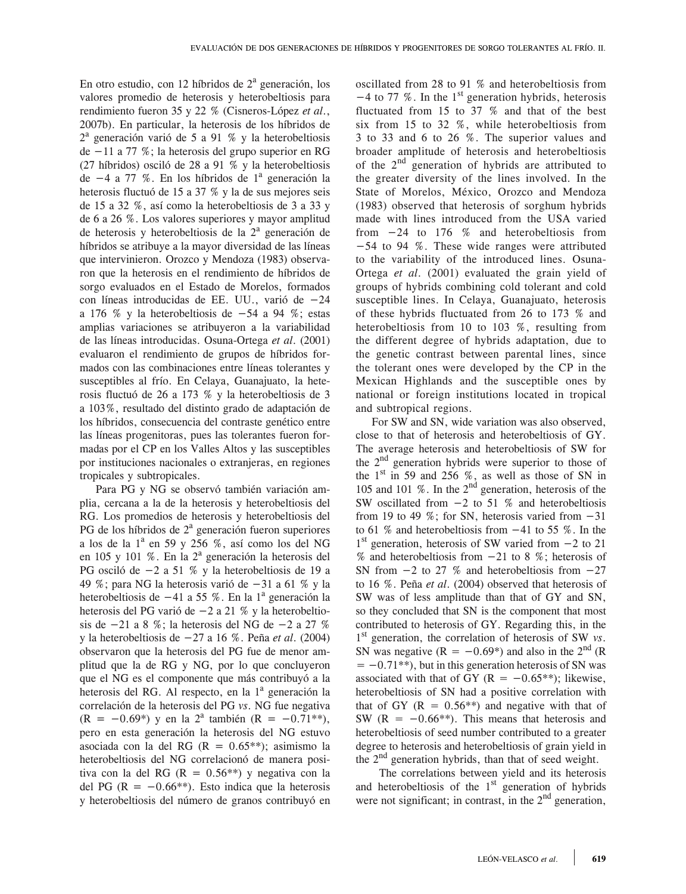En otro estudio, con 12 híbridos de 2[a] generación, los valores promedio de heterosis y heterobeltiosis para rendimiento fueron 35 y 22 % (Cisneros-López *et al*., 2007b). En particular, la heterosis de los híbridos de 2[a] generación varió de 5 a 91 % y la heterobeltiosis de −11 a 77 %; la heterosis del grupo superior en RG (27 híbridos) osciló de 28 a 91 % y la heterobeltiosis de −4 a 77 %. En los híbridos de 1[a] generación la heterosis fluctuó de 15 a 37 % y la de sus mejores seis de 15 a 32 %, así como la heterobeltiosis de 3 a 33 y de 6 a 26 %. Los valores superiores y mayor amplitud de heterosis y heterobeltiosis de la 2[a] generación de híbridos se atribuye a la mayor diversidad de las líneas que intervinieron. Orozco y Mendoza (1983) observaron que la heterosis en el rendimiento de híbridos de sorgo evaluados en el Estado de Morelos, formados con líneas introducidas de EE. UU., varió de −24 a 176 % y la heterobeltiosis de −54 a 94 %; estas amplias variaciones se atribuyeron a la variabilidad de las líneas introducidas. Osuna-Ortega *et al*. (2001) evaluaron el rendimiento de grupos de híbridos formados con las combinaciones entre líneas tolerantes y susceptibles al frío. En Celaya, Guanajuato, la heterosis fluctuó de 26 a 173 % y la heterobeltiosis de 3 a 103%, resultado del distinto grado de adaptación de los híbridos, consecuencia del contraste genético entre las líneas progenitoras, pues las tolerantes fueron formadas por el CP en los Valles Altos y las susceptibles por instituciones nacionales o extranjeras, en regiones tropicales y subtropicales.

Para PG y NG se observó también variación amplia, cercana a la de la heterosis y heterobeltiosis del RG. Los promedios de heterosis y heterobeltiosis del PG de los híbridos de 2[a] generación fueron superiores a los de la 1[a] en 59 y 256 %, así como los del NG en 105 y 101 %. En la 2[a] generación la heterosis del PG osciló de −2 a 51 % y la heterobeltiosis de 19 a 49 %; para NG la heterosis varió de −31 a 61 % y la heterobeltiosis de −41 a 55 %. En la 1[a] generación la heterosis del PG varió de −2 a 21 % y la heterobeltiosis de −21 a 8 %; la heterosis del NG de −2 a 27 % y la heterobeltiosis de −27 a 16 %. Peña *et al*. (2004) observaron que la heterosis del PG fue de menor amplitud que la de RG y NG, por lo que concluyeron que el NG es el componente que más contribuyó a la heterosis del RG. Al respecto, en la 1[a] generación la correlación de la heterosis del PG *vs*. NG fue negativa ($R = -0.69^{*}$) y en la 2[a] también ($R = -0.71^{**}$), pero en esta generación la heterosis del NG estuvo asociada con la del RG ($R = 0.65^{**}$); asimismo la heterobeltiosis del NG correlacionó de manera positiva con la del RG ($R = 0.56^{**}$) y negativa con la del PG ($R = -0.66^{**}$). Esto indica que la heterosis y heterobeltiosis del número de granos contribuyó en

oscillated from 28 to 91 % and heterobeltiosis from −4 to 77 %. In the 1[st] generation hybrids, heterosis fluctuated from 15 to 37 % and that of the best six from 15 to 32 %, while heterobeltiosis from 3 to 33 and 6 to 26 %. The superior values and broader amplitude of heterosis and heterobeltiosis of the 2[nd] generation of hybrids are attributed to the greater diversity of the lines involved. In the State of Morelos, México, Orozco and Mendoza (1983) observed that heterosis of sorghum hybrids made with lines introduced from the USA varied from −24 to 176 % and heterobeltiosis from −54 to 94 %. These wide ranges were attributed to the variability of the introduced lines. Osuna-Ortega *et al*. (2001) evaluated the grain yield of groups of hybrids combining cold tolerant and cold susceptible lines. In Celaya, Guanajuato, heterosis of these hybrids fluctuated from 26 to 173 % and heterobeltiosis from 10 to 103 %, resulting from the different degree of hybrids adaptation, due to the genetic contrast between parental lines, since the tolerant ones were developed by the CP in the Mexican Highlands and the susceptible ones by national or foreign institutions located in tropical and subtropical regions.

For SW and SN, wide variation was also observed, close to that of heterosis and heterobeltiosis of GY. The average heterosis and heterobeltiosis of SW for the 2[nd] generation hybrids were superior to those of the 1[st] in 59 and 256 %, as well as those of SN in 105 and 101 %. In the 2[nd] generation, heterosis of the SW oscillated from −2 to 51 % and heterobeltiosis from 19 to 49 %; for SN, heterosis varied from −31 to 61 % and heterobeltiosis from −41 to 55 %. In the 1[st] generation, heterosis of SW varied from −2 to 21 % and heterobeltiosis from −21 to 8 %; heterosis of SN from −2 to 27 % and heterobeltiosis from −27 to 16 %. Peña *et al*. (2004) observed that heterosis of SW was of less amplitude than that of GY and SN, so they concluded that SN is the component that most contributed to heterosis of GY. Regarding this, in the 1[st] generation, the correlation of heterosis of SW *vs*. SN was negative ($R = -0.69^{*}$) and also in the 2[nd] ($R = -0.71^{**}$), but in this generation heterosis of SN was associated with that of GY ($R = -0.65^{**}$); likewise, heterobeltiosis of SN had a positive correlation with that of GY ($R = 0.56^{**}$) and negative with that of SW ($R = -0.66^{**}$). This means that heterosis and heterobeltiosis of seed number contributed to a greater degree to heterosis and heterobeltiosis of grain yield in the 2[nd] generation hybrids, than that of seed weight.

The correlations between yield and its heterosis and heterobeltiosis of the 1[st] generation of hybrids were not significant; in contrast, in the 2[nd] generation,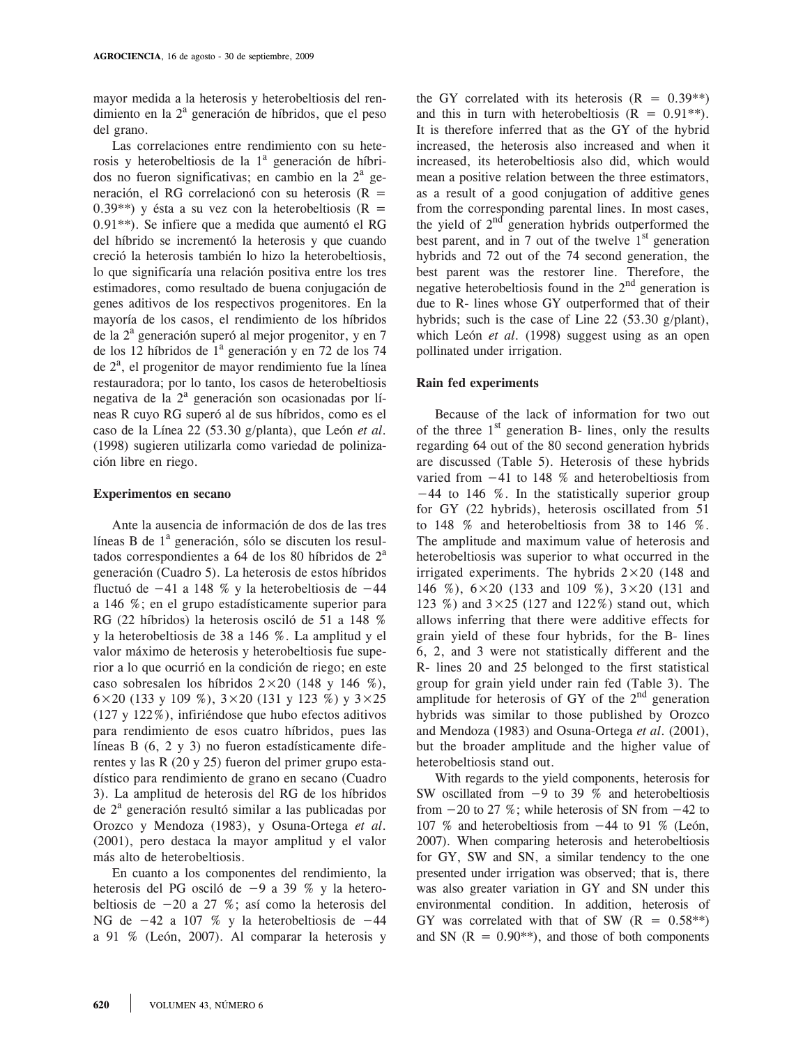mayor medida a la heterosis y heterobeltiosis del rendimiento en la 2ª generación de híbridos, que el peso del grano.

Las correlaciones entre rendimiento con su heterosis y heterobeltiosis de la 1ª generación de híbridos no fueron significativas; en cambio en la 2ª generación, el RG correlacionó con su heterosis (R = 0.39**) y ésta a su vez con la heterobeltiosis (R = 0.91**). Se infiere que a medida que aumentó el RG del híbrido se incrementó la heterosis y que cuando creció la heterosis también lo hizo la heterobeltiosis, lo que significaría una relación positiva entre los tres estimadores, como resultado de buena conjugación de genes aditivos de los respectivos progenitores. En la mayoría de los casos, el rendimiento de los híbridos de la 2ª generación superó al mejor progenitor, y en 7 de los 12 híbridos de 1ª generación y en 72 de los 74 de 2ª, el progenitor de mayor rendimiento fue la línea restauradora; por lo tanto, los casos de heterobeltiosis negativa de la 2ª generación son ocasionadas por líneas R cuyo RG superó al de sus híbridos, como es el caso de la Línea 22 (53.30 g/planta), que León *et al.* (1998) sugieren utilizarla como variedad de polinización libre en riego.

**Experimentos en secano**

Ante la ausencia de información de dos de las tres líneas B de 1ª generación, sólo se discuten los resultados correspondientes a 64 de los 80 híbridos de 2ª generación (Cuadro 5). La heterosis de estos híbridos fluctuó de −41 a 148 % y la heterobeltiosis de −44 a 146 %; en el grupo estadísticamente superior para RG (22 híbridos) la heterosis osciló de 51 a 148 % y la heterobeltiosis de 38 a 146 %. La amplitud y el valor máximo de heterosis y heterobeltiosis fue superior a lo que ocurrió en la condición de riego; en este caso sobresalen los híbridos 2×20 (148 y 146 %), 6×20 (133 y 109 %), 3×20 (131 y 123 %) y 3×25 (127 y 122%), infiriéndose que hubo efectos aditivos para rendimiento de esos cuatro híbridos, pues las líneas B (6, 2 y 3) no fueron estadísticamente diferentes y las R (20 y 25) fueron del primer grupo estadístico para rendimiento de grano en secano (Cuadro 3). La amplitud de heterosis del RG de los híbridos de 2ª generación resultó similar a las publicadas por Orozco y Mendoza (1983), y Osuna-Ortega *et al.* (2001), pero destaca la mayor amplitud y el valor más alto de heterobeltiosis.

En cuanto a los componentes del rendimiento, la heterosis del PG osciló de −9 a 39 % y la heterobeltiosis de −20 a 27 %; así como la heterosis del NG de −42 a 107 % y la heterobeltiosis de −44 a 91 % (León, 2007). Al comparar la heterosis y

the GY correlated with its heterosis (R = 0.39**) and this in turn with heterobeltiosis (R = 0.91**). It is therefore inferred that as the GY of the hybrid increased, the heterosis also increased and when it increased, its heterobeltiosis also did, which would mean a positive relation between the three estimators, as a result of a good conjugation of additive genes from the corresponding parental lines. In most cases, the yield of 2nd generation hybrids outperformed the best parent, and in 7 out of the twelve 1st generation hybrids and 72 out of the 74 second generation, the best parent was the restorer line. Therefore, the negative heterobeltiosis found in the 2nd generation is due to R- lines whose GY outperformed that of their hybrids; such is the case of Line 22 (53.30 g/plant), which León *et al.* (1998) suggest using as an open pollinated under irrigation.

**Rain fed experiments**

Because of the lack of information for two out of the three 1st generation B- lines, only the results regarding 64 out of the 80 second generation hybrids are discussed (Table 5). Heterosis of these hybrids varied from −41 to 148 % and heterobeltiosis from −44 to 146 %. In the statistically superior group for GY (22 hybrids), heterosis oscillated from 51 to 148 % and heterobeltiosis from 38 to 146 %. The amplitude and maximum value of heterosis and heterobeltiosis was superior to what occurred in the irrigated experiments. The hybrids 2×20 (148 and 146 %), 6×20 (133 and 109 %), 3×20 (131 and 123 %) and 3×25 (127 and 122%) stand out, which allows inferring that there were additive effects for grain yield of these four hybrids, for the B- lines 6, 2, and 3 were not statistically different and the R- lines 20 and 25 belonged to the first statistical group for grain yield under rain fed (Table 3). The amplitude for heterosis of GY of the 2nd generation hybrids was similar to those published by Orozco and Mendoza (1983) and Osuna-Ortega *et al.* (2001), but the broader amplitude and the higher value of heterobeltiosis stand out.

With regards to the yield components, heterosis for SW oscillated from −9 to 39 % and heterobeltiosis from −20 to 27 %; while heterosis of SN from −42 to 107 % and heterobeltiosis from −44 to 91 % (León, 2007). When comparing heterosis and heterobeltiosis for GY, SW and SN, a similar tendency to the one presented under irrigation was observed; that is, there was also greater variation in GY and SN under this environmental condition. In addition, heterosis of GY was correlated with that of SW (R = 0.58**) and SN (R = 0.90**), and those of both components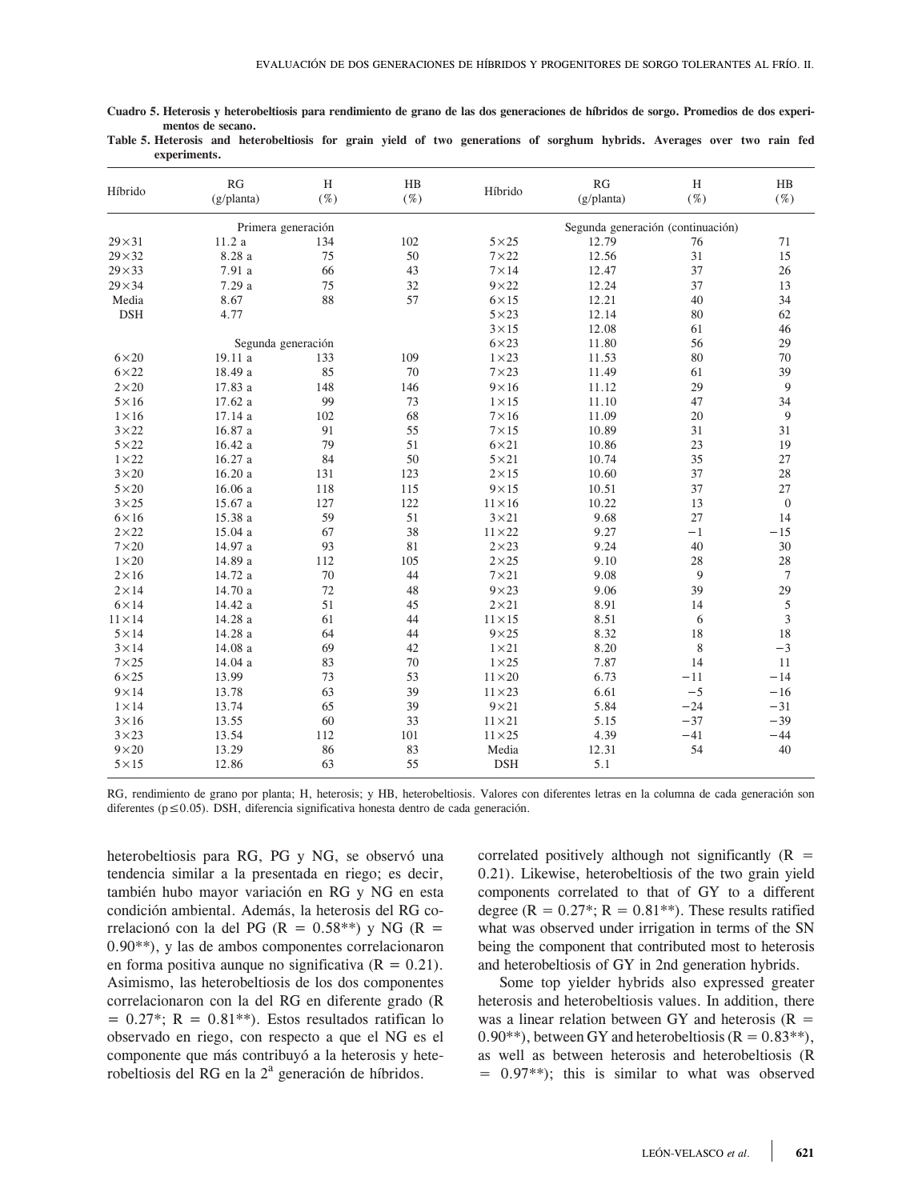**Cuadro 5. Heterosis y heterobeltiosis para rendimiento de grano de las dos generaciones de híbridos de sorgo. Promedios de dos experimentos de secano.**

**Table 5. Heterosis and heterobeltiosis for grain yield of two generations of sorghum hybrids. Averages over two rain fed experiments.**

| Híbrido | RG (g/planta) | H (%) | HB (%) | Híbrido | RG (g/planta) | H (%) | HB (%) |
|---|---|---|---|---|---|---|---|
| | Primera generación | | | | Segunda generación (continuación) | | |
| 29×31 | 11.2 a | 134 | 102 | 5×25 | 12.79 | 76 | 71 |
| 29×32 | 8.28 a | 75 | 50 | 7×22 | 12.56 | 31 | 15 |
| 29×33 | 7.91 a | 66 | 43 | 7×14 | 12.47 | 37 | 26 |
| 29×34 | 7.29 a | 75 | 32 | 9×22 | 12.24 | 37 | 13 |
| Media | 8.67 | 88 | 57 | 6×15 | 12.21 | 40 | 34 |
| DSH | 4.77 | | | 5×23 | 12.14 | 80 | 62 |
| | | | | 3×15 | 12.08 | 61 | 46 |
| | Segunda generación | | | 6×23 | 11.80 | 56 | 29 |
| 6×20 | 19.11 a | 133 | 109 | 1×23 | 11.53 | 80 | 70 |
| 6×22 | 18.49 a | 85 | 70 | 7×23 | 11.49 | 61 | 39 |
| 2×20 | 17.83 a | 148 | 146 | 9×16 | 11.12 | 29 | 9 |
| 5×16 | 17.62 a | 99 | 73 | 1×15 | 11.10 | 47 | 34 |
| 1×16 | 17.14 a | 102 | 68 | 7×16 | 11.09 | 20 | 9 |
| 3×22 | 16.87 a | 91 | 55 | 7×15 | 10.89 | 31 | 31 |
| 5×22 | 16.42 a | 79 | 51 | 6×21 | 10.86 | 23 | 19 |
| 1×22 | 16.27 a | 84 | 50 | 5×21 | 10.74 | 35 | 27 |
| 3×20 | 16.20 a | 131 | 123 | 2×15 | 10.60 | 37 | 28 |
| 5×20 | 16.06 a | 118 | 115 | 9×15 | 10.51 | 37 | 27 |
| 3×25 | 15.67 a | 127 | 122 | 11×16 | 10.22 | 13 | 0 |
| 6×16 | 15.38 a | 59 | 51 | 3×21 | 9.68 | 27 | 14 |
| 2×22 | 15.04 a | 67 | 38 | 11×22 | 9.27 | −1 | −15 |
| 7×20 | 14.97 a | 93 | 81 | 2×23 | 9.24 | 40 | 30 |
| 1×20 | 14.89 a | 112 | 105 | 2×25 | 9.10 | 28 | 28 |
| 2×16 | 14.72 a | 70 | 44 | 7×21 | 9.08 | 9 | 7 |
| 2×14 | 14.70 a | 72 | 48 | 9×23 | 9.06 | 39 | 29 |
| 6×14 | 14.42 a | 51 | 45 | 2×21 | 8.91 | 14 | 5 |
| 11×14 | 14.28 a | 61 | 44 | 11×15 | 8.51 | 6 | 3 |
| 5×14 | 14.28 a | 64 | 44 | 9×25 | 8.32 | 18 | 18 |
| 3×14 | 14.08 a | 69 | 42 | 1×21 | 8.20 | 8 | −3 |
| 7×25 | 14.04 a | 83 | 70 | 1×25 | 7.87 | 14 | 11 |
| 6×25 | 13.99 | 73 | 53 | 11×20 | 6.73 | −11 | −14 |
| 9×14 | 13.78 | 63 | 39 | 11×23 | 6.61 | −5 | −16 |
| 1×14 | 13.74 | 65 | 39 | 9×21 | 5.84 | −24 | −31 |
| 3×16 | 13.55 | 60 | 33 | 11×21 | 5.15 | −37 | −39 |
| 3×23 | 13.54 | 112 | 101 | 11×25 | 4.39 | −41 | −44 |
| 9×20 | 13.29 | 86 | 83 | Media | 12.31 | 54 | 40 |
| 5×15 | 12.86 | 63 | 55 | DSH | 5.1 | | |

RG, rendimiento de grano por planta; H, heterosis; y HB, heterobeltiosis. Valores con diferentes letras en la columna de cada generación son diferentes ($p \leq 0.05$). DSH, diferencia significativa honesta dentro de cada generación.

heterobeltiosis para RG, PG y NG, se observó una tendencia similar a la presentada en riego; es decir, también hubo mayor variación en RG y NG en esta condición ambiental. Además, la heterosis del RG correlacionó con la del PG (R = 0.58**) y NG (R = 0.90**), y las de ambos componentes correlacionaron en forma positiva aunque no significativa (R = 0.21). Asimismo, las heterobeltiosis de los dos componentes correlacionaron con la del RG en diferente grado (R = 0.27*; R = 0.81**). Estos resultados ratifican lo observado en riego, con respecto a que el NG es el componente que más contribuyó a la heterosis y heterobeltiosis del RG en la 2ª generación de híbridos.

correlated positively although not significantly (R = 0.21). Likewise, heterobeltiosis of the two grain yield components correlated to that of GY to a different degree (R = 0.27*; R = 0.81**). These results ratified what was observed under irrigation in terms of the SN being the component that contributed most to heterosis and heterobeltiosis of GY in 2nd generation hybrids.

Some top yielder hybrids also expressed greater heterosis and heterobeltiosis values. In addition, there was a linear relation between GY and heterosis (R = 0.90**), between GY and heterobeltiosis (R = 0.83**), as well as between heterosis and heterobeltiosis (R = 0.97**); this is similar to what was observed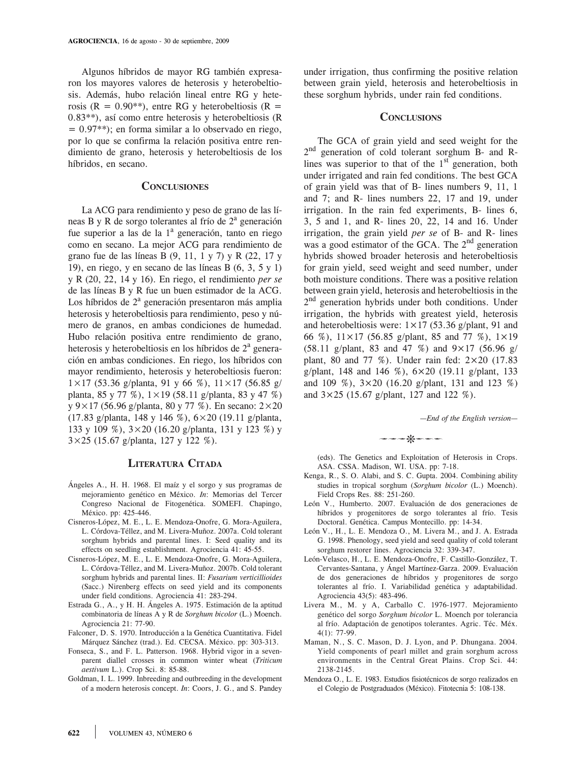Algunos híbridos de mayor RG también expresaron los mayores valores de heterosis y heterobeltiosis. Además, hubo relación lineal entre RG y heterosis (R = 0.90**), entre RG y heterobeltiosis (R = 0.83**), así como entre heterosis y heterobeltiosis (R = 0.97**); en forma similar a lo observado en riego, por lo que se confirma la relación positiva entre rendimiento de grano, heterosis y heterobeltiosis de los híbridos, en secano.

## Conclusiones

La ACG para rendimiento y peso de grano de las líneas B y R de sorgo tolerantes al frío de 2ª generación fue superior a las de la 1ª generación, tanto en riego como en secano. La mejor ACG para rendimiento de grano fue de las líneas B (9, 11, 1 y 7) y R (22, 17 y 19), en riego, y en secano de las líneas B (6, 3, 5 y 1) y R (20, 22, 14 y 16). En riego, el rendimiento *per se* de las líneas B y R fue un buen estimador de la ACG. Los híbridos de 2ª generación presentaron más amplia heterosis y heterobeltiosis para rendimiento, peso y número de granos, en ambas condiciones de humedad. Hubo relación positiva entre rendimiento de grano, heterosis y heterobeltiosis en los híbridos de 2ª generación en ambas condiciones. En riego, los híbridos con mayor rendimiento, heterosis y heterobeltiosis fueron: 1×17 (53.36 g/planta, 91 y 66 %), 11×17 (56.85 g/planta, 85 y 77 %), 1×19 (58.11 g/planta, 83 y 47 %) y 9×17 (56.96 g/planta, 80 y 77 %). En secano: 2×20 (17.83 g/planta, 148 y 146 %), 6×20 (19.11 g/planta, 133 y 109 %), 3×20 (16.20 g/planta, 131 y 123 %) y 3×25 (15.67 g/planta, 127 y 122 %).

## Literatura Citada

Ángeles A., H. H. 1968. El maíz y el sorgo y sus programas de mejoramiento genético en México. *In*: Memorias del Tercer Congreso Nacional de Fitogenética. SOMEFI. Chapingo, México. pp: 425-446.

Cisneros-López, M. E., L. E. Mendoza-Onofre, G. Mora-Aguilera, L. Córdova-Téllez, and M. Livera-Muñoz. 2007a. Cold tolerant sorghum hybrids and parental lines. I: Seed quality and its effects on seedling establishment. Agrociencia 41: 45-55.

Cisneros-López, M. E., L. E. Mendoza-Onofre, G. Mora-Aguilera, L. Córdova-Téllez, and M. Livera-Muñoz. 2007b. Cold tolerant sorghum hybrids and parental lines. II: *Fusarium verticillioides* (Sacc.) Nirenberg effects on seed yield and its components under field conditions. Agrociencia 41: 283-294.

Estrada G., A., y H. H. Ángeles A. 1975. Estimación de la aptitud combinatoria de líneas A y R de *Sorghum bicolor* (L.) Moench. Agrociencia 21: 77-90.

Falconer, D. S. 1970. Introducción a la Genética Cuantitativa. Fidel Márquez Sánchez (trad.). Ed. CECSA. México. pp: 303-313.

Fonseca, S., and F. L. Patterson. 1968. Hybrid vigor in a seven-parent diallel crosses in common winter wheat (*Triticum aestivum* L.). Crop Sci. 8: 85-88.

Goldman, I. L. 1999. Inbreeding and outbreeding in the development of a modern heterosis concept. *In*: Coors, J. G., and S. Pandey (eds). The Genetics and Exploitation of Heterosis in Crops. ASA. CSSA. Madison, WI. USA. pp: 7-18.

Kenga, R., S. O. Alabi, and S. C. Gupta. 2004. Combining ability studies in tropical sorghum (*Sorghum bicolor* (L.) Moench). Field Crops Res. 88: 251-260.

León V., Humberto. 2007. Evaluación de dos generaciones de híbridos y progenitores de sorgo tolerantes al frío. Tesis Doctoral. Genética. Campus Montecillo. pp: 14-34.

León V., H., L. E. Mendoza O., M. Livera M., and J. A. Estrada G. 1998. Phenology, seed yield and seed quality of cold tolerant sorghum restorer lines. Agrociencia 32: 339-347.

León-Velasco, H., L. E. Mendoza-Onofre, F. Castillo-González, T. Cervantes-Santana, y Ángel Martínez-Garza. 2009. Evaluación de dos generaciones de híbridos y progenitores de sorgo tolerantes al frío. I. Variabilidad genética y adaptabilidad. Agrociencia 43(5): 483-496.

Livera M., M. y A, Carballo C. 1976-1977. Mejoramiento genético del sorgo *Sorghum bicolor* L. Moench por tolerancia al frío. Adaptación de genotipos tolerantes. Agric. Téc. Méx. 4(1): 77-99.

Maman, N., S. C. Mason, D. J. Lyon, and P. Dhungana. 2004. Yield components of pearl millet and grain sorghum across environments in the Central Great Plains. Crop Sci. 44: 2138-2145.

Mendoza O., L. E. 1983. Estudios fisiotécnicos de sorgo realizados en el Colegio de Postgraduados (México). Fitotecnia 5: 108-138.

---

under irrigation, thus confirming the positive relation between grain yield, heterosis and heterobeltiosis in these sorghum hybrids, under rain fed conditions.

## Conclusions

The GCA of grain yield and seed weight for the 2nd generation of cold tolerant sorghum B- and R-lines was superior to that of the 1st generation, both under irrigated and rain fed conditions. The best GCA of grain yield was that of B- lines numbers 9, 11, 1 and 7; and R- lines numbers 22, 17 and 19, under irrigation. In the rain fed experiments, B- lines 6, 3, 5 and 1, and R- lines 20, 22, 14 and 16. Under irrigation, the grain yield *per se* of B- and R- lines was a good estimator of the GCA. The 2nd generation hybrids showed broader heterosis and heterobeltiosis for grain yield, seed weight and seed number, under both moisture conditions. There was a positive relation between grain yield, heterosis and heterobeltiosis in the 2nd generation hybrids under both conditions. Under irrigation, the hybrids with greatest yield, heterosis and heterobeltiosis were: 1×17 (53.36 g/plant, 91 and 66 %), 11×17 (56.85 g/plant, 85 and 77 %), 1×19 (58.11 g/plant, 83 and 47 %) and 9×17 (56.96 g/plant, 80 and 77 %). Under rain fed: 2×20 (17.83 g/plant, 148 and 146 %), 6×20 (19.11 g/plant, 133 and 109 %), 3×20 (16.20 g/plant, 131 and 123 %) and 3×25 (15.67 g/plant, 127 and 122 %).

*—End of the English version—*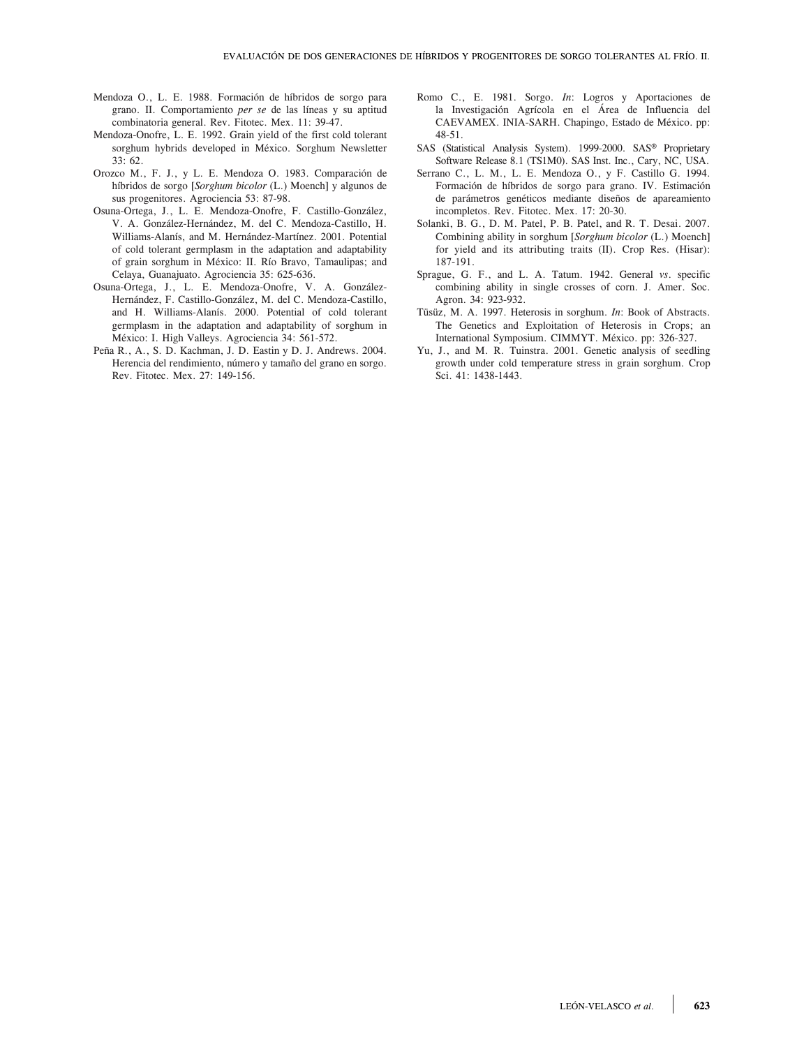Mendoza O., L. E. 1988. Formación de híbridos de sorgo para grano. II. Comportamiento *per se* de las líneas y su aptitud combinatoria general. Rev. Fitotec. Mex. 11: 39-47.

Mendoza-Onofre, L. E. 1992. Grain yield of the first cold tolerant sorghum hybrids developed in México. Sorghum Newsletter 33: 62.

Orozco M., F. J., y L. E. Mendoza O. 1983. Comparación de híbridos de sorgo [*Sorghum bicolor* (L.) Moench] y algunos de sus progenitores. Agrociencia 53: 87-98.

Osuna-Ortega, J., L. E. Mendoza-Onofre, F. Castillo-González, V. A. González-Hernández, M. del C. Mendoza-Castillo, H. Williams-Alanís, and M. Hernández-Martínez. 2001. Potential of cold tolerant germplasm in the adaptation and adaptability of grain sorghum in México: II. Río Bravo, Tamaulipas; and Celaya, Guanajuato. Agrociencia 35: 625-636.

Osuna-Ortega, J., L. E. Mendoza-Onofre, V. A. González-Hernández, F. Castillo-González, M. del C. Mendoza-Castillo, and H. Williams-Alanís. 2000. Potential of cold tolerant germplasm in the adaptation and adaptability of sorghum in México: I. High Valleys. Agrociencia 34: 561-572.

Peña R., A., S. D. Kachman, J. D. Eastin y D. J. Andrews. 2004. Herencia del rendimiento, número y tamaño del grano en sorgo. Rev. Fitotec. Mex. 27: 149-156.

Romo C., E. 1981. Sorgo. *In*: Logros y Aportaciones de la Investigación Agrícola en el Área de Influencia del CAEVAMEX. INIA-SARH. Chapingo, Estado de México. pp: 48-51.

SAS (Statistical Analysis System). 1999-2000. SAS® Proprietary Software Release 8.1 (TS1M0). SAS Inst. Inc., Cary, NC, USA.

Serrano C., L. M., L. E. Mendoza O., y F. Castillo G. 1994. Formación de híbridos de sorgo para grano. IV. Estimación de parámetros genéticos mediante diseños de apareamiento incompletos. Rev. Fitotec. Mex. 17: 20-30.

Solanki, B. G., D. M. Patel, P. B. Patel, and R. T. Desai. 2007. Combining ability in sorghum [*Sorghum bicolor* (L.) Moench] for yield and its attributing traits (II). Crop Res. (Hisar): 187-191.

Sprague, G. F., and L. A. Tatum. 1942. General *vs*. specific combining ability in single crosses of corn. J. Amer. Soc. Agron. 34: 923-932.

Tüsüz, M. A. 1997. Heterosis in sorghum. *In*: Book of Abstracts. The Genetics and Exploitation of Heterosis in Crops; an International Symposium. CIMMYT. México. pp: 326-327.

Yu, J., and M. R. Tuinstra. 2001. Genetic analysis of seedling growth under cold temperature stress in grain sorghum. Crop Sci. 41: 1438-1443.